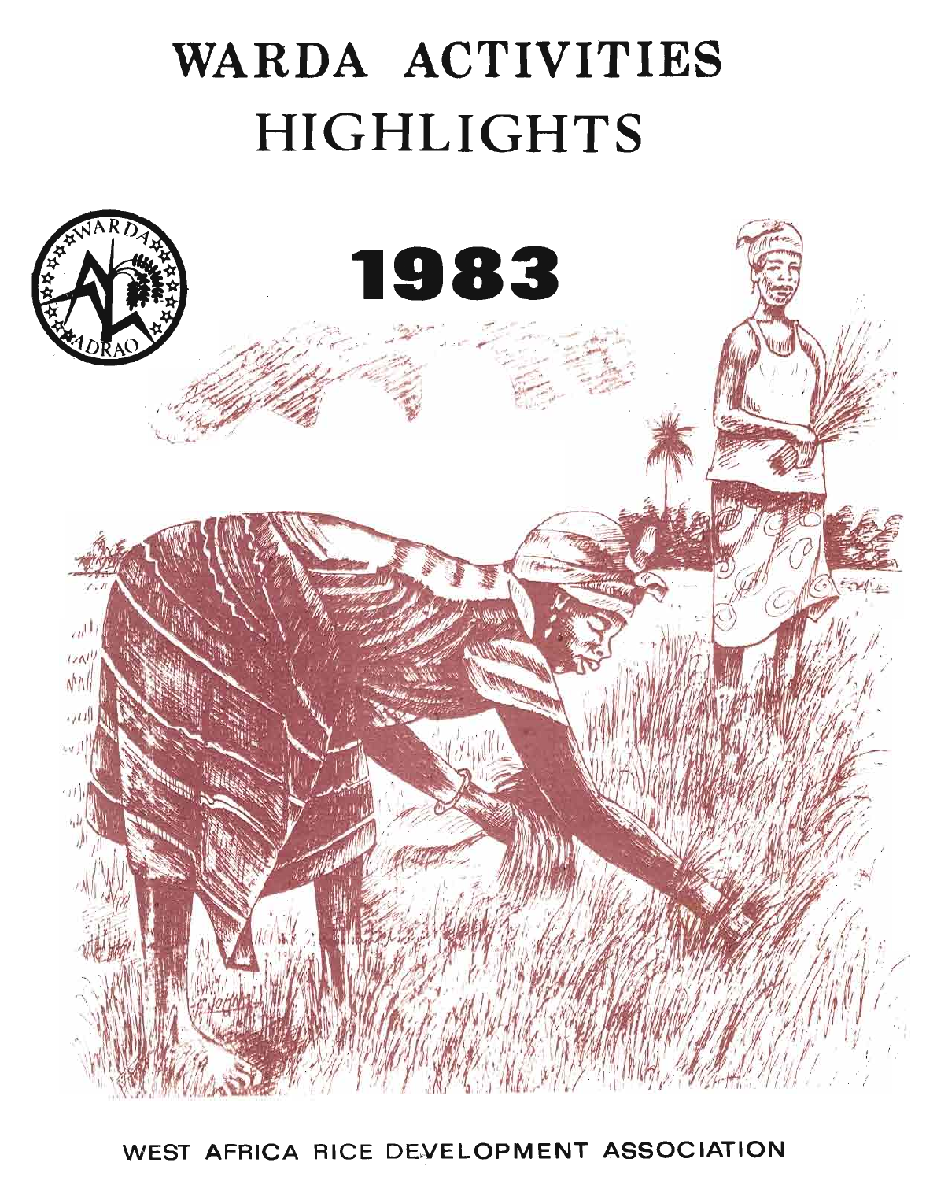# WARDA ACTIVITIES HIGHLIGHTS

WARDA

ADRAO

# 1983

WEST AFRICA RICE DEVELOPMENT ASSOCIATION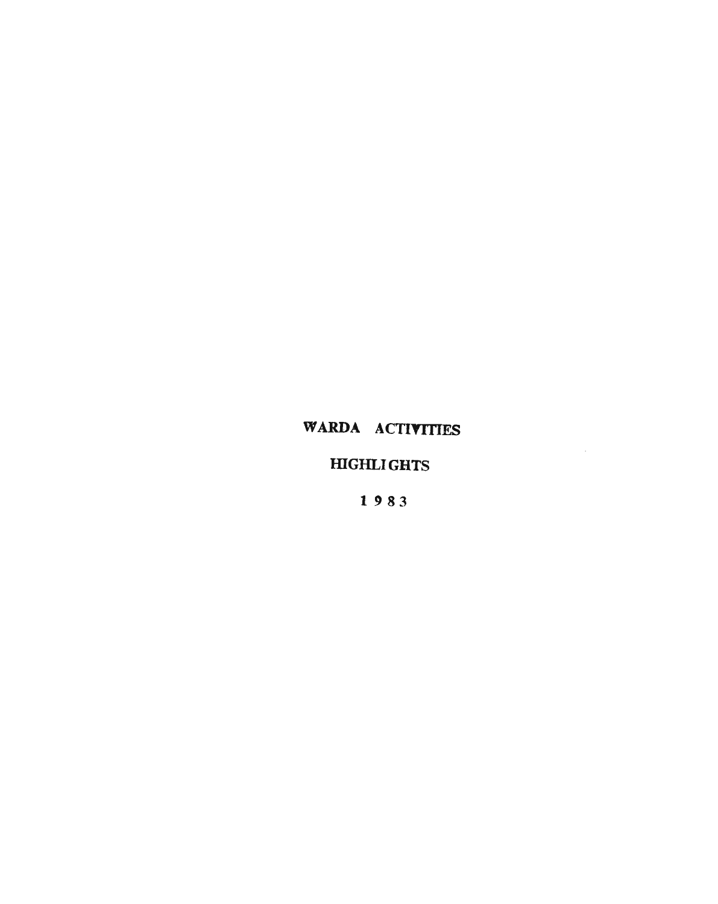# WARDA ACTIVITIES

## HIGHLIGHTS

## 1983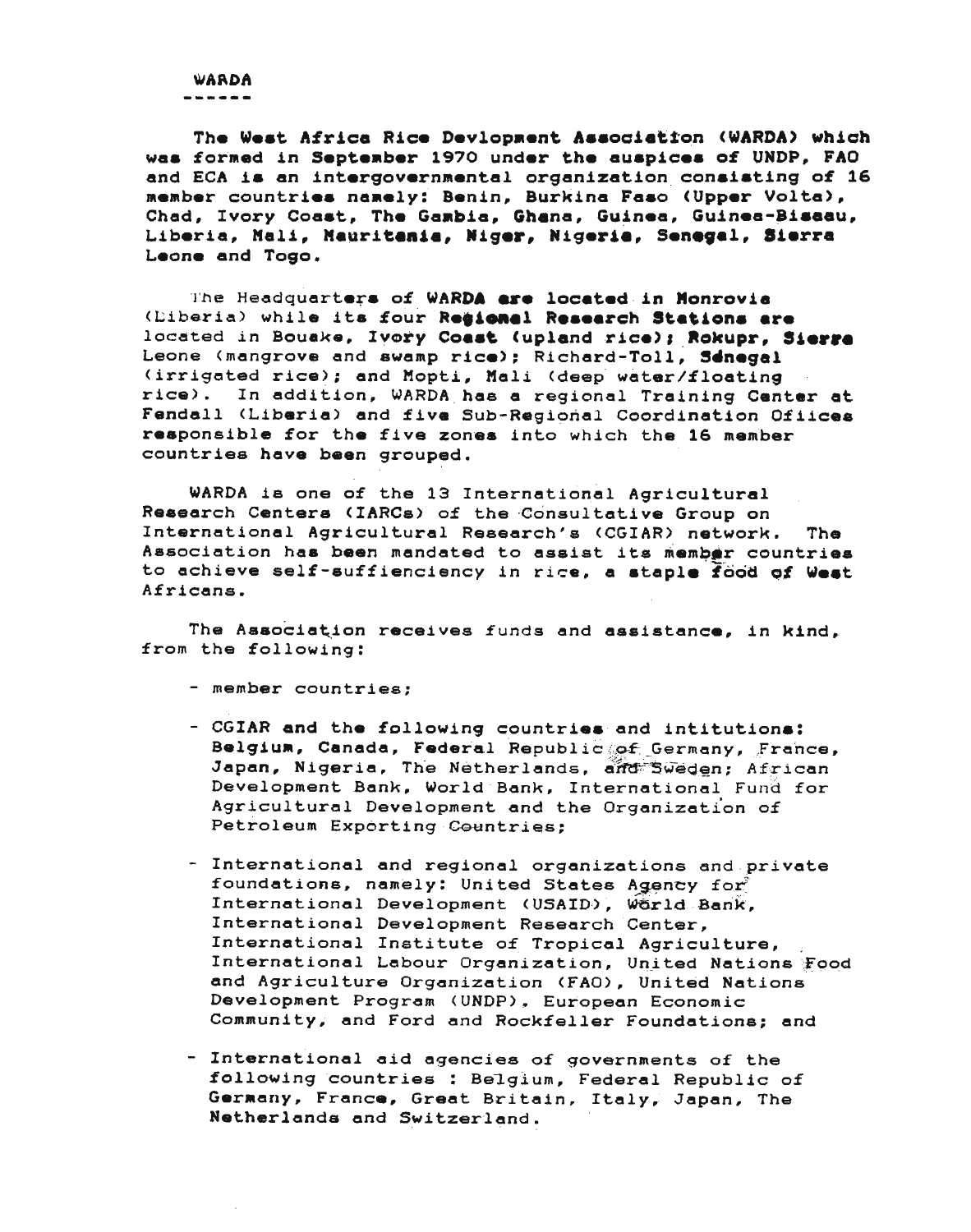# WARDA

The West Africa Rice Devlopment Association (WARDA) which was formed in September 1970 under the auspices of UNDP, FAO and ECA is an intergovernmental organization consisting of 16 member countries namely: Benin, Burkina Faso (Upper Volta), Chad, Ivory Coast, The Gambia, Ghana, Guinea, Guinea-Bissau, Liberia, Mali, Mauritania, Niger, Nigeria, Senegal, Sierra Leone and Togo.

The Headquarters of WARDA are located in Monrovia (Liberia) while its four Regional Research Stations are located in Bouake, Ivory Coast (upland rice); Rokupr, Sierra Leone (mangrove and swamp rice); Richard-Toll, Sénegal (irrigated rice); and Mopti, Mali (deep water/floating rice). In addition, WARDA has a regional Training Center at Fendall (Liberia) and five Sub-Regional Coordination Ofiices responsible for the five zones into which the 16 member countries have been grouped.

WARDA is one of the 13 International Agricultural Research Centers (IARCs) of the Consultative Group on International Agricultural Research's (CGIAR) network. The Association has been mandated to assist its member countries to achieve self-suffienciency in rice, a staple food of West Africans.

The Association receives funds and assistance, in kind, from the following:

- member countries;
- CGIAR and the following countries and intitutions: Belgium, Canada, Federal Republic of Germany, France, Japan, Nigeria, The Netherlands, and Sweden; African Development Bank, World Bank, International Fund for Agricultural Development and the Organization of Petroleum Exporting Countries;
- International and regional organizations and private foundations, namely: United States Agency for International Development (USAID), World Bank, International Development Research Center, International Institute of Tropical Agriculture, International Labour Organization, United Nations Food and Agriculture Organization (FAO), United Nations Development Program (UNDP), European Economic Community, and Ford and Rockfeller Foundations; and
- International aid agencies of governments of the following countries : Belgium, Federal Republic of Germany, France, Great Britain, Italy, Japan, The Netherlands and Switzerland.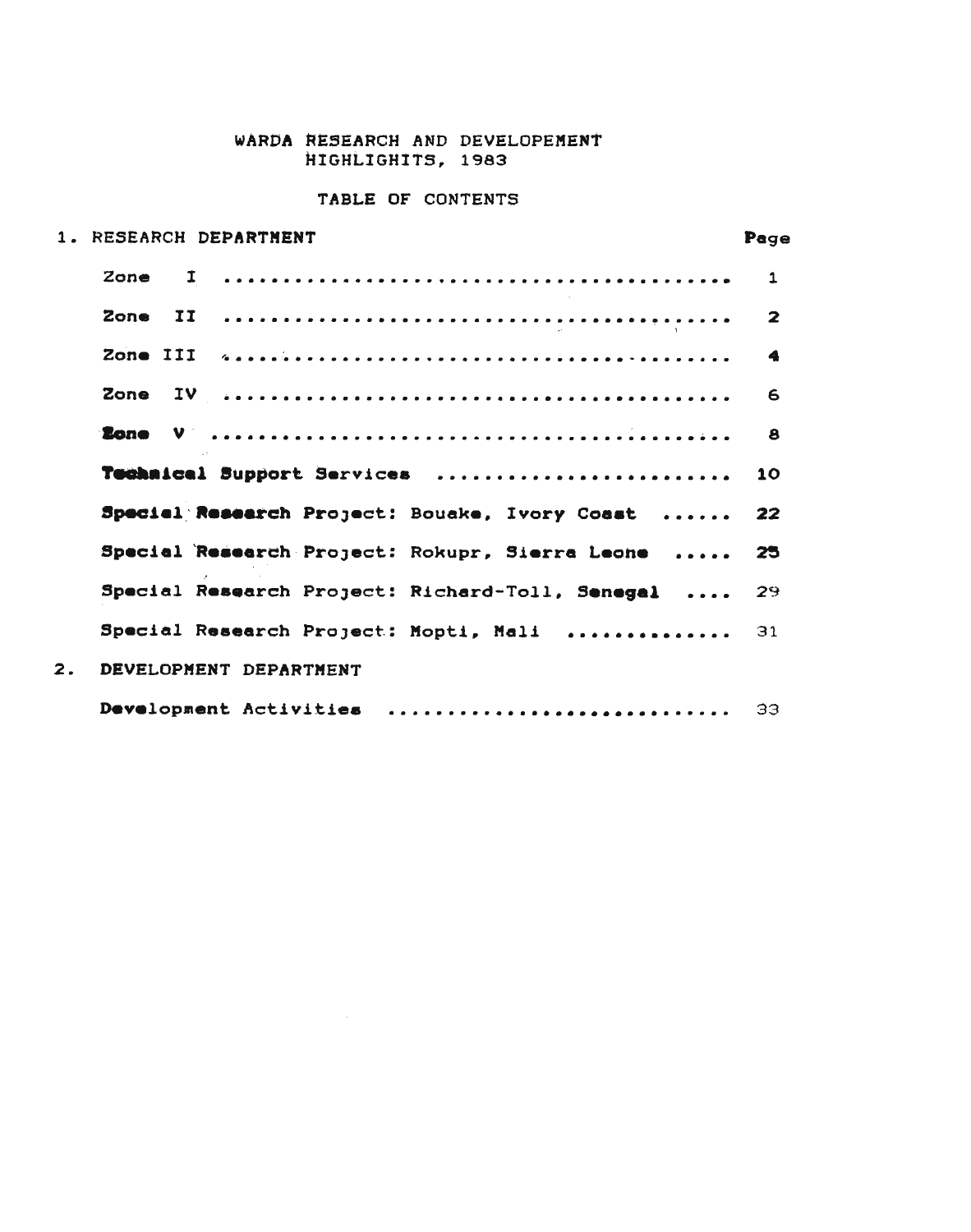# WARDA RESEARCH AND DEVELOPEMENT HIGHLIGHTS, 1983

## TABLE OF CONTENTS

| 1. RESEARCH DEPARTMENT | Page |
|---|---|
| Zone I | 1 |
| Zone II | 2 |
| Zone III | 4 |
| Zone IV | 6 |
| Zone V | 8 |
| Technical Support Services | 10 |
| Special Research Project: Bouake, Ivory Coast | 22 |
| Special Research Project: Rokupr, Sierra Leone | 25 |
| Special Research Project: Richard-Toll, Senegal | 29 |
| Special Research Project: Mopti, Mali | 31 |
| **2. DEVELOPMENT DEPARTMENT** | |
| Development Activities | 33 |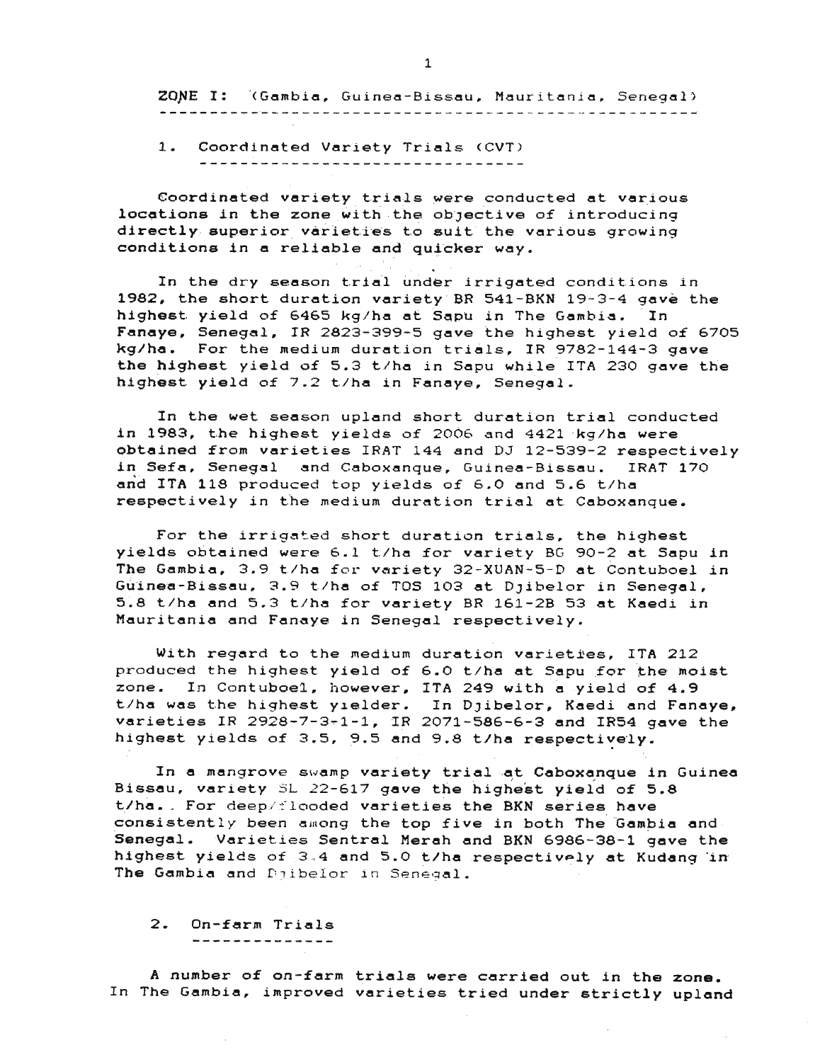## ZONE I: (Gambia, Guinea-Bissau, Mauritania, Senegal)

### 1. Coordinated Variety Trials (CVT)

Coordinated variety trials were conducted at various locations in the zone with the objective of introducing directly superior varieties to suit the various growing conditions in a reliable and quicker way.

In the dry season trial under irrigated conditions in 1982, the short duration variety BR 541-BKN 19-3-4 gave the highest yield of 6465 kg/ha at Sapu in The Gambia. In Fanaye, Senegal, IR 2823-399-5 gave the highest yield of 6705 kg/ha. For the medium duration trials, IR 9782-144-3 gave the highest yield of 5.3 t/ha in Sapu while ITA 230 gave the highest yield of 7.2 t/ha in Fanaye, Senegal.

In the wet season upland short duration trial conducted in 1983, the highest yields of 2006 and 4421 kg/ha were obtained from varieties IRAT 144 and DJ 12-539-2 respectively in Sefa, Senegal and Caboxanque, Guinea-Bissau. IRAT 170 and ITA 118 produced top yields of 6.0 and 5.6 t/ha respectively in the medium duration trial at Caboxanque.

For the irrigated short duration trials, the highest yields obtained were 6.1 t/ha for variety BG 90-2 at Sapu in The Gambia, 3.9 t/ha for variety 32-XUAN-5-D at Contuboel in Guinea-Bissau, 3.9 t/ha of TOS 103 at Djibelor in Senegal, 5.8 t/ha and 5.3 t/ha for variety BR 161-2B 53 at Kaedi in Mauritania and Fanaye in Senegal respectively.

With regard to the medium duration varieties, ITA 212 produced the highest yield of 6.0 t/ha at Sapu for the moist zone. In Contuboel, however, ITA 249 with a yield of 4.9 t/ha was the highest yielder. In Djibelor, Kaedi and Fanaye, varieties IR 2928-7-3-1-1, IR 2071-586-6-3 and IR54 gave the highest yields of 3.5, 9.5 and 9.8 t/ha respectively.

In a mangrove swamp variety trial at Caboxanque in Guinea Bissau, variety SL 22-617 gave the highest yield of 5.8 t/ha. For deep/flooded varieties the BKN series have consistently been among the top five in both The Gambia and Senegal. Varieties Sentral Merah and BKN 6986-38-1 gave the highest yields of 3.4 and 5.0 t/ha respectively at Kudang in The Gambia and Djibelor in Senegal.

### 2. On-farm Trials

A number of on-farm trials were carried out in the zone. In The Gambia, improved varieties tried under strictly upland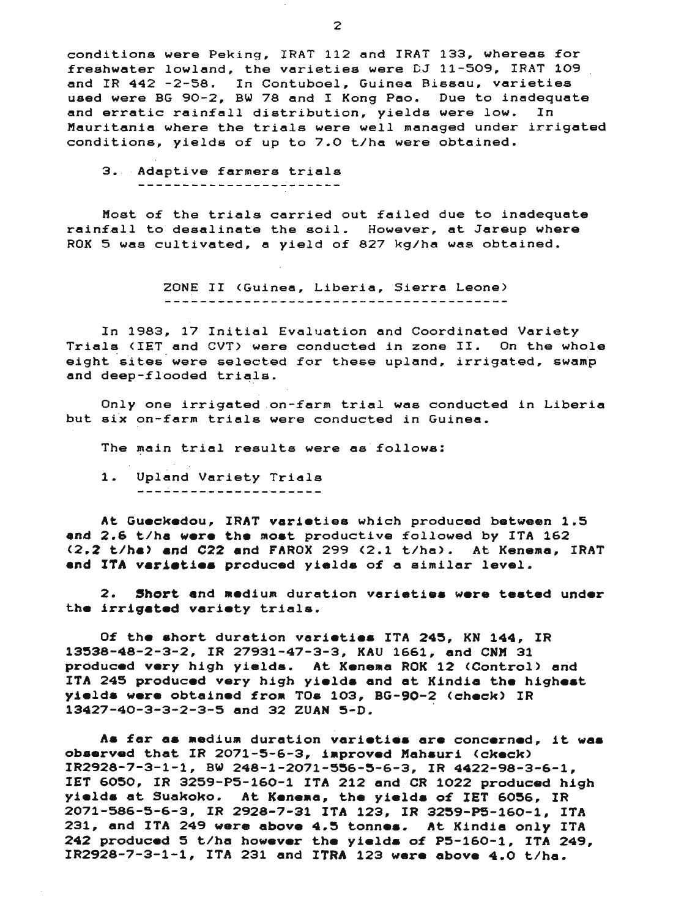conditions were Peking, IRAT 112 and IRAT 133, whereas for freshwater lowland, the varieties were DJ 11-509, IRAT 109 and IR 442 -2-58. In Contuboel, Guinea Bissau, varieties used were BG 90-2, BW 78 and I Kong Pao. Due to inadequate and erratic rainfall distribution, yields were low. In Mauritania where the trials were well managed under irrigated conditions, yields of up to 7.0 t/ha were obtained.

3. Adaptive farmers trials

Most of the trials carried out failed due to inadequate rainfall to desalinate the soil. However, at Jareup where ROK 5 was cultivated, a yield of 827 kg/ha was obtained.

## ZONE II (Guinea, Liberia, Sierra Leone)

In 1983, 17 Initial Evaluation and Coordinated Variety Trials (IET and CVT) were conducted in zone II. On the whole eight sites were selected for these upland, irrigated, swamp and deep-flooded trials.

Only one irrigated on-farm trial was conducted in Liberia but six on-farm trials were conducted in Guinea.

The main trial results were as follows:

1. Upland Variety Trials

At Gueckedou, IRAT varieties which produced between 1.5 and 2.6 t/ha were the most productive followed by ITA 162 (2.2 t/ha) and C22 and FAROX 299 (2.1 t/ha). At Kenema, IRAT and ITA varieties produced yields of a similar level.

2. Short and medium duration varieties were tested under the irrigated variety trials.

Of the short duration varieties ITA 245, KN 144, IR 13538-48-2-3-2, IR 27931-47-3-3, KAU 1661, and CNM 31 produced very high yields. At Kenema ROK 12 (Control) and ITA 245 produced very high yields and at Kindia the highest yields were obtained from TOs 103, BG-90-2 (check) IR 13427-40-3-3-2-3-5 and 32 ZUAN 5-D.

As far as medium duration varieties are concerned, it was observed that IR 2071-5-6-3, improved Mahsuri (ckeck) IR2928-7-3-1-1, BW 248-1-2071-556-5-6-3, IR 4422-98-3-6-1, IET 6050, IR 3259-P5-160-1 ITA 212 and CR 1022 produced high yields at Suakoko. At Kenema, the yields of IET 6056, IR 2071-586-5-6-3, IR 2928-7-31 ITA 123, IR 3259-P5-160-1, ITA 231, and ITA 249 were above 4.5 tonnes. At Kindia only ITA 242 produced 5 t/ha however the yields of P5-160-1, ITA 249, IR2928-7-3-1-1, ITA 231 and ITRA 123 were above 4.0 t/ha.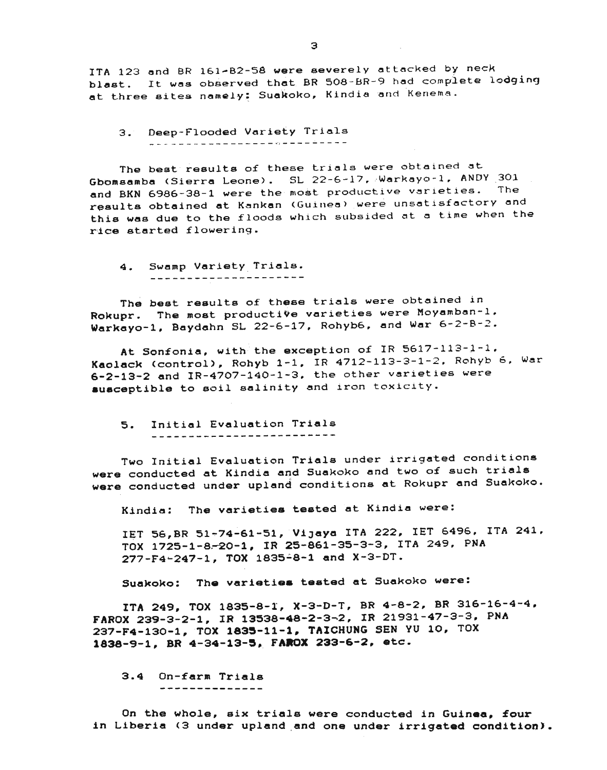ITA 123 and BR 161-B2-58 were severely attacked by neck blast. It was observed that BR 508-BR-9 had complete lodging at three sites namely: Suakoko, Kindia and Kenema.

### 3. Deep-Flooded Variety Trials

The best results of these trials were obtained at Gbomsamba (Sierra Leone). SL 22-6-17, Warkayo-1, ANDY 301 and BKN 6986-38-1 were the most productive varieties. The results obtained at Kankan (Guinea) were unsatisfactory and this was due to the floods which subsided at a time when the rice started flowering.

### 4. Swamp Variety Trials.

The best results of these trials were obtained in Rokupr. The most productive varieties were Moyamban-1, Warkayo-1, Baydahn SL 22-6-17, Rohyb6, and War 6-2-B-2.

At Sonfonia, with the exception of IR 5617-113-1-1, Kaolack (control), Rohyb 1-1, IR 4712-113-3-1-2, Rohyb 6, War 6-2-13-2 and IR-4707-140-1-3, the other varieties were susceptible to soil salinity and iron toxicity.

### 5. Initial Evaluation Trials

Two Initial Evaluation Trials under irrigated conditions were conducted at Kindia and Suakoko and two of such trials were conducted under upland conditions at Rokupr and Suakoko.

Kindia: The varieties tested at Kindia were:

IET 56,BR 51-74-61-51, Vijaya ITA 222, IET 6496, ITA 241, TOX 1725-1-8-20-1, IR 25-861-35-3-3, ITA 249, PNA 277-F4-247-1, TOX 1835-8-1 and X-3-DT.

Suakoko: The varieties tested at Suakoko were:

ITA 249, TOX 1835-8-1, X-3-D-T, BR 4-8-2, BR 316-16-4-4, FAROX 239-3-2-1, IR 13538-48-2-3-2, IR 21931-47-3-3, PNA 237-F4-130-1, TOX 1835-11-1, TAICHUNG SEN YU 10, TOX 1838-9-1, BR 4-34-13-5, FAROX 233-6-2, etc.

### 3.4 On-farm Trials

On the whole, six trials were conducted in Guinea, four in Liberia (3 under upland and one under irrigated condition).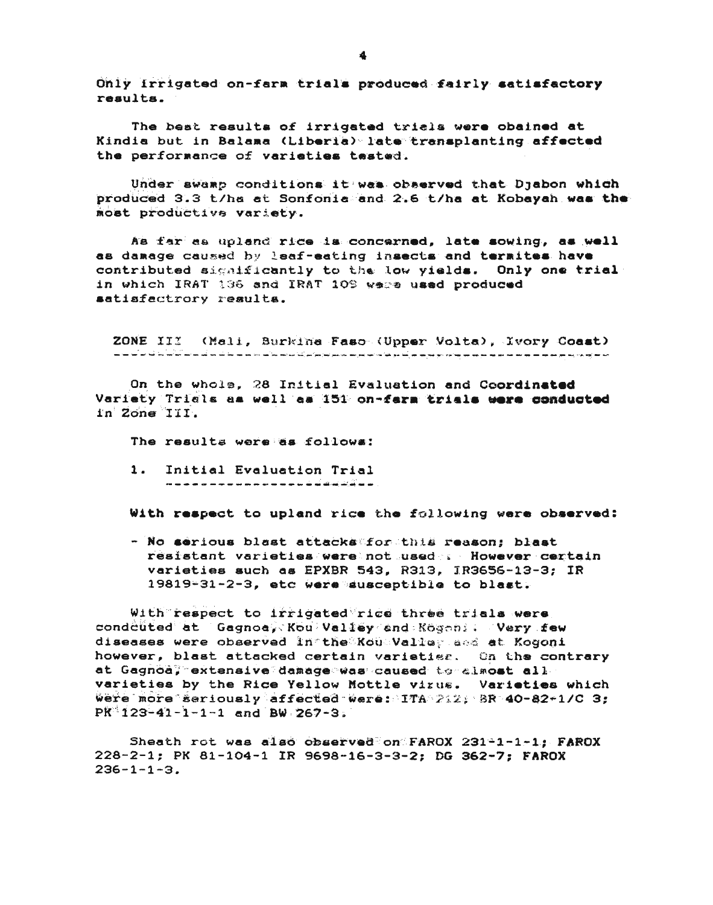Only irrigated on-farm trials produced fairly satisfactory results.

The best results of irrigated trials were obained at Kindia but in Balama (Liberia) late transplanting affected the performance of varieties tested.

Under swamp conditions it was observed that Djabon which produced 3.3 t/ha at Sonfonia and 2.6 t/ha at Kobayah was the most productive variety.

As far as upland rice is concerned, late sowing, as well as damage caused by leaf-eating insects and termites have contributed significantly to the low yields. Only one trial in which IRAT 136 and IRAT 109 were used produced satisfactrory results.

## ZONE III (Mali, Burkina Faso (Upper Volta), Ivory Coast)

On the whole, 28 Initial Evaluation and Coordinated Variety Trials as well as 151 on-farm trials were conducted in Zone III.

The results were as follows:

### 1. Initial Evaluation Trial

With respect to upland rice the following were observed:

- No serious blast attacks for this reason; blast resistant varieties were not used . However certain varieties such as EPXBR 543, R313, IR3656-13-3; IR 19819-31-2-3, etc were susceptible to blast.

With respect to irrigated rice three trials were condcuted at Gagnoa, Kou Valley and Kogoni. Very few diseases were observed in the Kou Valley and at Kogoni however, blast attacked certain varieties. On the contrary at Gagnoa, extensive damage was caused to almost all varieties by the Rice Yellow Mottle virus. Varieties which were more seriously affected were: ITA 212; BR 40-82-1/C 3; PK 123-41-1-1-1 and BW 267-3.

Sheath rot was also observed on FAROX 231-1-1-1; FAROX 228-2-1; PK 81-104-1 IR 9698-16-3-3-2; DG 362-7; FAROX 236-1-1-3.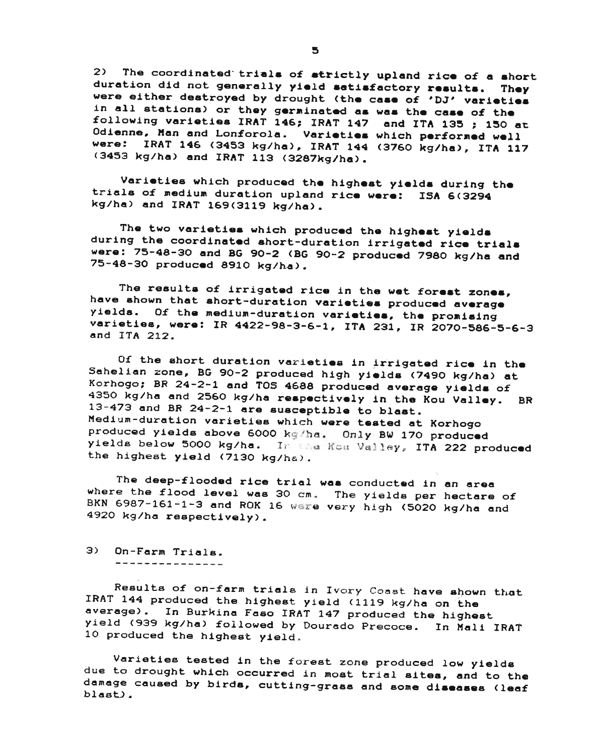2) The coordinated trials of strictly upland rice of a short duration did not generally yield satisfactory results. They were either destroyed by drought (the case of 'DJ' varieties in all stations) or they germinated as was the case of the following varieties IRAT 146; IRAT 147 and ITA 135 ; 150 at Odienne, Man and Lonforola. Varieties which performed well were: IRAT 146 (3453 kg/ha), IRAT 144 (3760 kg/ha), ITA 117 (3453 kg/ha) and IRAT 113 (3287kg/ha).

Varieties which produced the highest yields during the trials of medium duration upland rice were: ISA 6(3294 kg/ha) and IRAT 169(3119 kg/ha).

The two varieties which produced the highest yields during the coordinated short-duration irrigated rice trials were: 75-48-30 and BG 90-2 (BG 90-2 produced 7980 kg/ha and 75-48-30 produced 8910 kg/ha).

The results of irrigated rice in the wet forest zones, have shown that short-duration varieties produced average yields. Of the medium-duration varieties, the promising varieties, were: IR 4422-98-3-6-1, ITA 231, IR 2070-586-5-6-3 and ITA 212.

Of the short duration varieties in irrigated rice in the Sahelian zone, BG 90-2 produced high yields (7490 kg/ha) at Korhogo; BR 24-2-1 and TOS 4688 produced average yields of 4350 kg/ha and 2560 kg/ha respectively in the Kou Valley. BR 13-473 and BR 24-2-1 are susceptible to blast. Medium-duration varieties which were tested at Korhogo produced yields above 6000 kg/ha. Only BW 170 produced yields below 5000 kg/ha. In the Kou Valley, ITA 222 produced the highest yield (7130 kg/ha).

The deep-flooded rice trial was conducted in an area where the flood level was 30 cm. The yields per hectare of BKN 6987-161-1-3 and ROK 16 were very high (5020 kg/ha and 4920 kg/ha respectively).

## 3) On-Farm Trials.

Results of on-farm trials in Ivory Coast have shown that IRAT 144 produced the highest yield (1119 kg/ha on the average). In Burkina Faso IRAT 147 produced the highest yield (939 kg/ha) followed by Dourado Precoce. In Mali IRAT 10 produced the highest yield.

Varieties tested in the forest zone produced low yields due to drought which occurred in most trial sites, and to the damage caused by birds, cutting-grass and some diseases (leaf blast).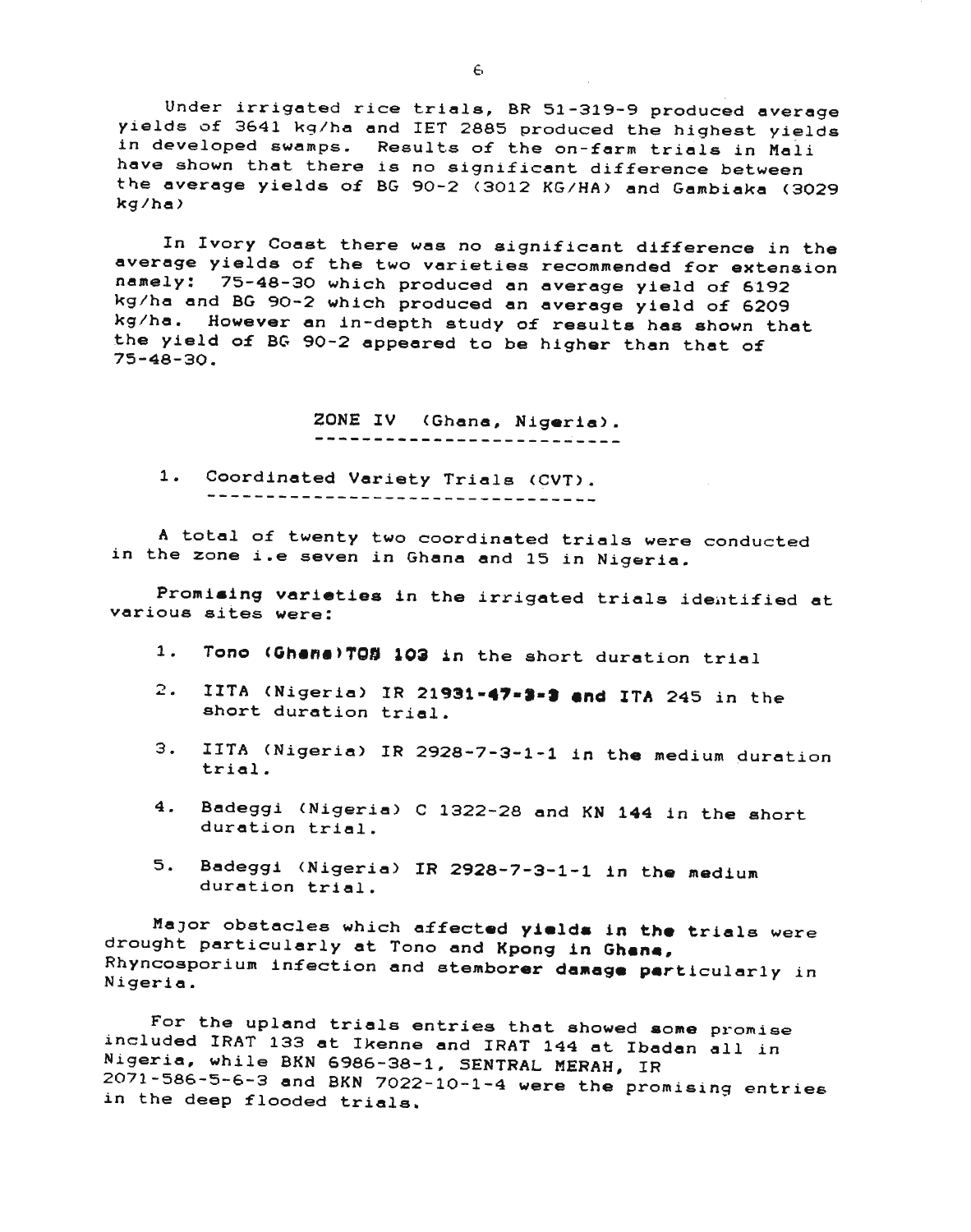Under irrigated rice trials, BR 51-319-9 produced average yields of 3641 kg/ha and IET 2885 produced the highest yields in developed swamps. Results of the on-farm trials in Mali have shown that there is no significant difference between the average yields of BG 90-2 (3012 KG/HA) and Gambiaka (3029 kg/ha)

In Ivory Coast there was no significant difference in the average yields of the two varieties recommended for extension namely: 75-48-30 which produced an average yield of 6192 kg/ha and BG 90-2 which produced an average yield of 6209 kg/ha. However an in-depth study of results has shown that the yield of BG 90-2 appeared to be higher than that of 75-48-30.

## ZONE IV (Ghana, Nigeria).

### 1. Coordinated Variety Trials (CVT).

A total of twenty two coordinated trials were conducted in the zone i.e seven in Ghana and 15 in Nigeria.

Promising varieties in the irrigated trials identified at various sites were:

1. Tono (Ghana)TOS 103 in the short duration trial
2. IITA (Nigeria) IR 21931-47-3-3 and ITA 245 in the short duration trial.
3. IITA (Nigeria) IR 2928-7-3-1-1 in the medium duration trial.
4. Badeggi (Nigeria) C 1322-28 and KN 144 in the short duration trial.
5. Badeggi (Nigeria) IR 2928-7-3-1-1 in the medium duration trial.

Major obstacles which affected yields in the trials were drought particularly at Tono and Kpong in Ghana, Rhyncosporium infection and stemborer damage particularly in Nigeria.

For the upland trials entries that showed some promise included IRAT 133 at Ikenne and IRAT 144 at Ibadan all in Nigeria, while BKN 6986-38-1, SENTRAL MERAH, IR 2071-586-5-6-3 and BKN 7022-10-1-4 were the promising entries in the deep flooded trials.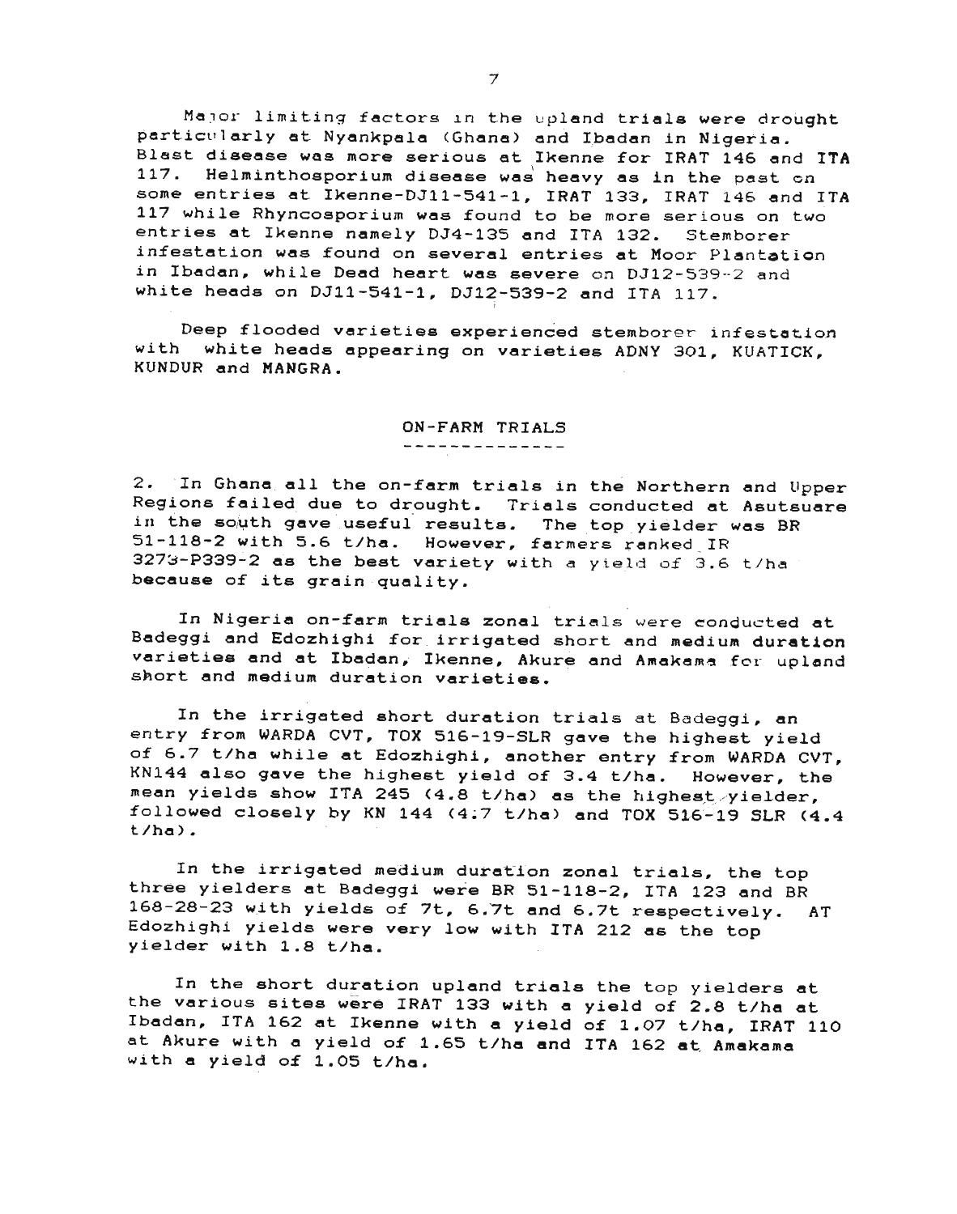Major limiting factors in the upland trials were drought particularly at Nyankpala (Ghana) and Ibadan in Nigeria. Blast disease was more serious at Ikenne for IRAT 146 and ITA 117. Helminthosporium disease was heavy as in the past on some entries at Ikenne-DJ11-541-1, IRAT 133, IRAT 146 and ITA 117 while Rhyncosporium was found to be more serious on two entries at Ikenne namely DJ4-135 and ITA 132. Stemborer infestation was found on several entries at Moor Plantation in Ibadan, while Dead heart was severe on DJ12-539-2 and white heads on DJ11-541-1, DJ12-539-2 and ITA 117.

Deep flooded varieties experienced stemborer infestation with white heads appearing on varieties ADNY 301, KUATICK, KUNDUR and MANGRA.

## ON-FARM TRIALS

2. In Ghana all the on-farm trials in the Northern and Upper Regions failed due to drought. Trials conducted at Asutsuare in the south gave useful results. The top yielder was BR 51-118-2 with 5.6 t/ha. However, farmers ranked IR 3273-P339-2 as the best variety with a yield of 3.6 t/ha because of its grain quality.

In Nigeria on-farm trials zonal trials were conducted at Badeggi and Edozhighi for irrigated short and medium duration varieties and at Ibadan, Ikenne, Akure and Amakama for upland short and medium duration varieties.

In the irrigated short duration trials at Badeggi, an entry from WARDA CVT, TOX 516-19-SLR gave the highest yield of 6.7 t/ha while at Edozhighi, another entry from WARDA CVT, KN144 also gave the highest yield of 3.4 t/ha. However, the mean yields show ITA 245 (4.8 t/ha) as the highest yielder, followed closely by KN 144 (4.7 t/ha) and TOX 516-19 SLR (4.4 t/ha).

In the irrigated medium duration zonal trials, the top three yielders at Badeggi were BR 51-118-2, ITA 123 and BR 168-28-23 with yields of 7t, 6.7t and 6.7t respectively. AT Edozhighi yields were very low with ITA 212 as the top yielder with 1.8 t/ha.

In the short duration upland trials the top yielders at the various sites were IRAT 133 with a yield of 2.8 t/ha at Ibadan, ITA 162 at Ikenne with a yield of 1.07 t/ha, IRAT 110 at Akure with a yield of 1.65 t/ha and ITA 162 at Amakama with a yield of 1.05 t/ha.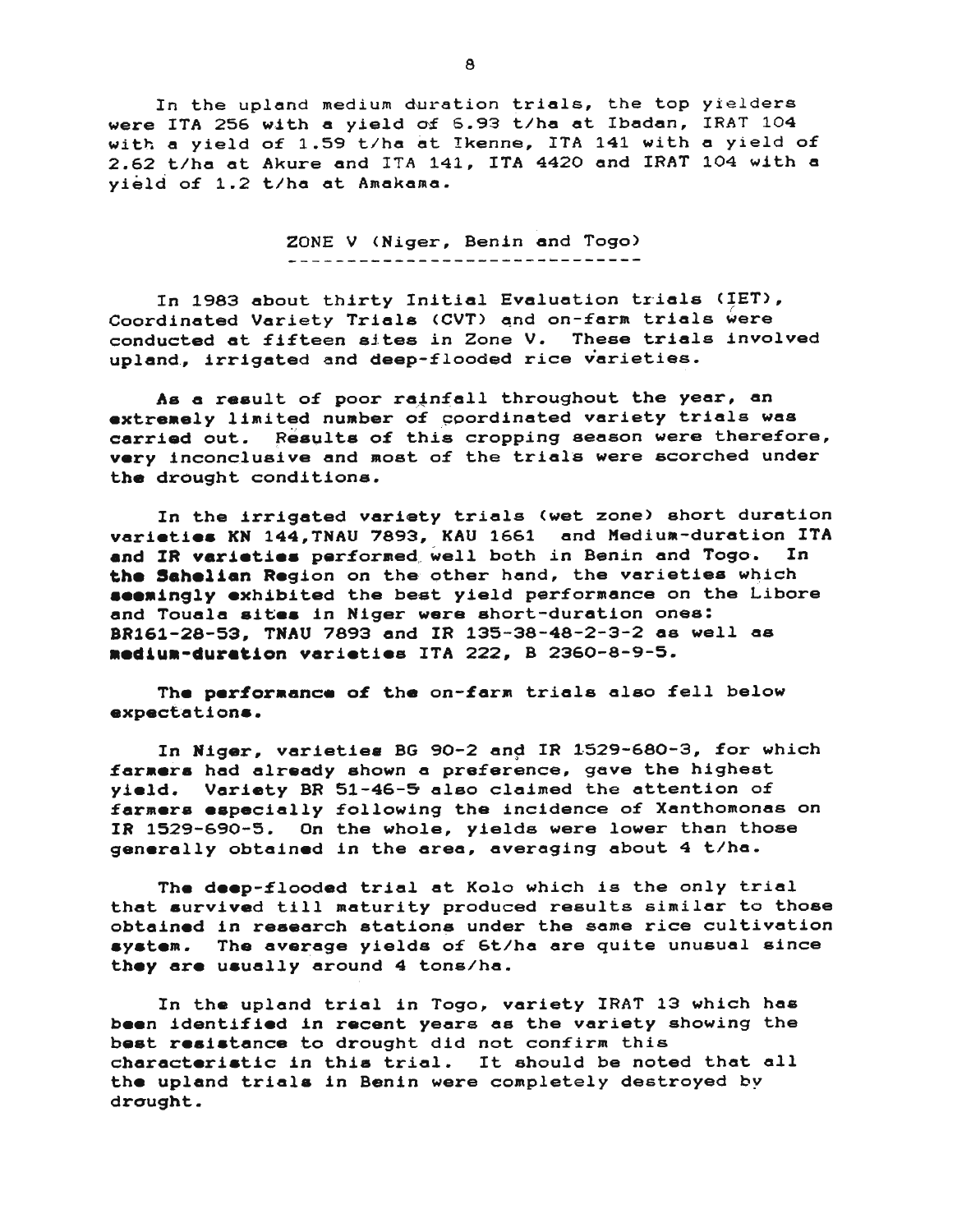In the upland medium duration trials, the top yielders were ITA 256 with a yield of 5.93 t/ha at Ibadan, IRAT 104 with a yield of 1.59 t/ha at Ikenne, ITA 141 with a yield of 2.62 t/ha at Akure and ITA 141, ITA 4420 and IRAT 104 with a yield of 1.2 t/ha at Amakama.

## ZONE V (Niger, Benin and Togo)

In 1983 about thirty Initial Evaluation trials (IET), Coordinated Variety Trials (CVT) and on-farm trials were conducted at fifteen sites in Zone V. These trials involved upland, irrigated and deep-flooded rice varieties.

As a result of poor rainfall throughout the year, an extremely limited number of coordinated variety trials was carried out. Results of this cropping season were therefore, very inconclusive and most of the trials were scorched under the drought conditions.

In the irrigated variety trials (wet zone) short duration varieties KN 144,TNAU 7893, KAU 1661 and Medium-duration ITA and IR varieties performed well both in Benin and Togo. In the Sahelian Region on the other hand, the varieties which seemingly exhibited the best yield performance on the Libore and Touala sites in Niger were short-duration ones: BR161-28-53, TNAU 7893 and IR 135-38-48-2-3-2 as well as medium-duration varieties ITA 222, B 2360-8-9-5.

The performance of the on-farm trials also fell below expectations.

In Niger, varieties BG 90-2 and IR 1529-680-3, for which farmers had already shown a preference, gave the highest yield. Variety BR 51-46-5 also claimed the attention of farmers especially following the incidence of Xanthomonas on IR 1529-690-5. On the whole, yields were lower than those generally obtained in the area, averaging about 4 t/ha.

The deep-flooded trial at Kolo which is the only trial that survived till maturity produced results similar to those obtained in research stations under the same rice cultivation system. The average yields of 6t/ha are quite unusual since they are usually around 4 tons/ha.

In the upland trial in Togo, variety IRAT 13 which has been identified in recent years as the variety showing the best resistance to drought did not confirm this characteristic in this trial. It should be noted that all the upland trials in Benin were completely destroyed by drought.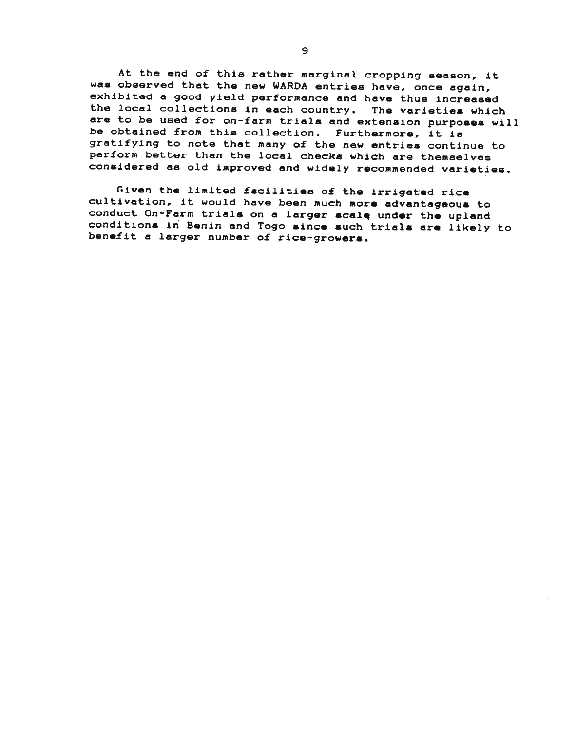At the end of this rather marginal cropping season, it was observed that the new WARDA entries have, once again, exhibited a good yield performance and have thus increased the local collections in each country. The varieties which are to be used for on-farm trials and extension purposes will be obtained from this collection. Furthermore, it is gratifying to note that many of the new entries continue to perform better than the local checks which are themselves considered as old improved and widely recommended varieties.

Given the limited facilities of the irrigated rice cultivation, it would have been much more advantageous to conduct On-Farm trials on a larger scale under the upland conditions in Benin and Togo since such trials are likely to benefit a larger number of rice-growers.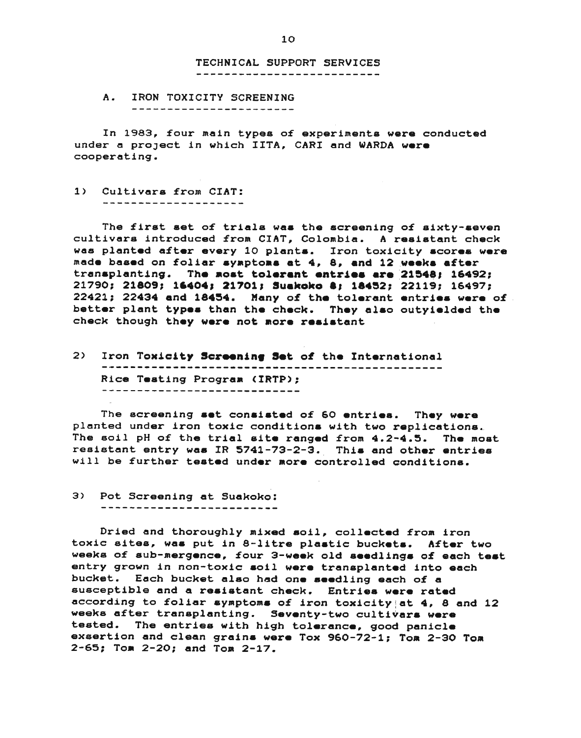## TECHNICAL SUPPORT SERVICES

### A. IRON TOXICITY SCREENING

In 1983, four main types of experiments were conducted under a project in which IITA, CARI and WARDA were cooperating.

#### 1) Cultivars from CIAT:

The first set of trials was the screening of sixty-seven cultivars introduced from CIAT, Colombia. A resistant check was planted after every 10 plants. Iron toxicity scores were made based on foliar symptoms at 4, 8, and 12 weeks after transplanting. The most tolerant entries are 21548; 16492; 21790; 21809; 16404; 21701; Suakoko 8; 18452; 22119; 16497; 22421; 22434 and 18454. Many of the tolerant entries were of better plant types than the check. They also outyielded the check though they were not more resistant

#### 2) Iron Toxicity Screening Set of the International Rice Testing Program (IRTP);

The screening set consisted of 60 entries. They were planted under iron toxic conditions with two replications. The soil pH of the trial site ranged from 4.2-4.5. The most resistant entry was IR 5741-73-2-3. This and other entries will be further tested under more controlled conditions.

#### 3) Pot Screening at Suakoko:

Dried and thoroughly mixed soil, collected from iron toxic sites, was put in 8-litre plastic buckets. After two weeks of sub-mergence, four 3-week old seedlings of each test entry grown in non-toxic soil were transplanted into each bucket. Each bucket also had one seedling each of a susceptible and a resistant check. Entries were rated according to foliar symptoms of iron toxicity at 4, 8 and 12 weeks after transplanting. Seventy-two cultivars were tested. The entries with high tolerance, good panicle exsertion and clean grains were Tox 960-72-1; Tom 2-30 Tom 2-65; Tom 2-20; and Tom 2-17.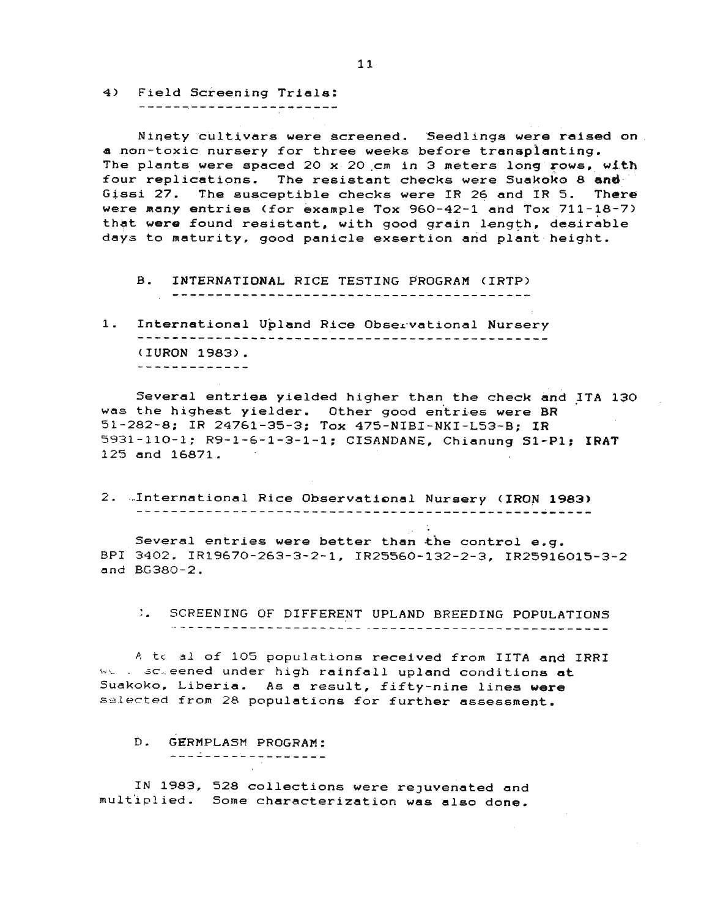4) Field Screening Trials:

Ninety cultivars were screened. Seedlings were raised on a non-toxic nursery for three weeks before transplanting. The plants were spaced 20 x 20 cm in 3 meters long rows, with four replications. The resistant checks were Suakoko 8 and Gissi 27. The susceptible checks were IR 26 and IR 5. There were many entries (for example Tox 960-42-1 and Tox 711-18-7) that were found resistant, with good grain length, desirable days to maturity, good panicle exsertion and plant height.

## B. INTERNATIONAL RICE TESTING PROGRAM (IRTP)

### 1. International Upland Rice Observational Nursery (IURON 1983).

Several entries yielded higher than the check and ITA 130 was the highest yielder. Other good entries were BR 51-282-8; IR 24761-35-3; Tox 475-NIBI-NKI-L53-B; IR 5931-110-1; R9-1-6-1-3-1-1; CISANDANE, Chianung S1-P1; IRAT 125 and 16871.

### 2. International Rice Observational Nursery (IRON 1983)

Several entries were better than the control e.g. BPI 3402, IR19670-263-3-2-1, IR25560-132-2-3, IR25916015-3-2 and BG380-2.

## C. SCREENING OF DIFFERENT UPLAND BREEDING POPULATIONS

A total of 105 populations received from IITA and IRRI were screened under high rainfall upland conditions at Suakoko, Liberia. As a result, fifty-nine lines were selected from 28 populations for further assessment.

## D. GERMPLASM PROGRAM:

IN 1983, 528 collections were rejuvenated and multiplied. Some characterization was also done.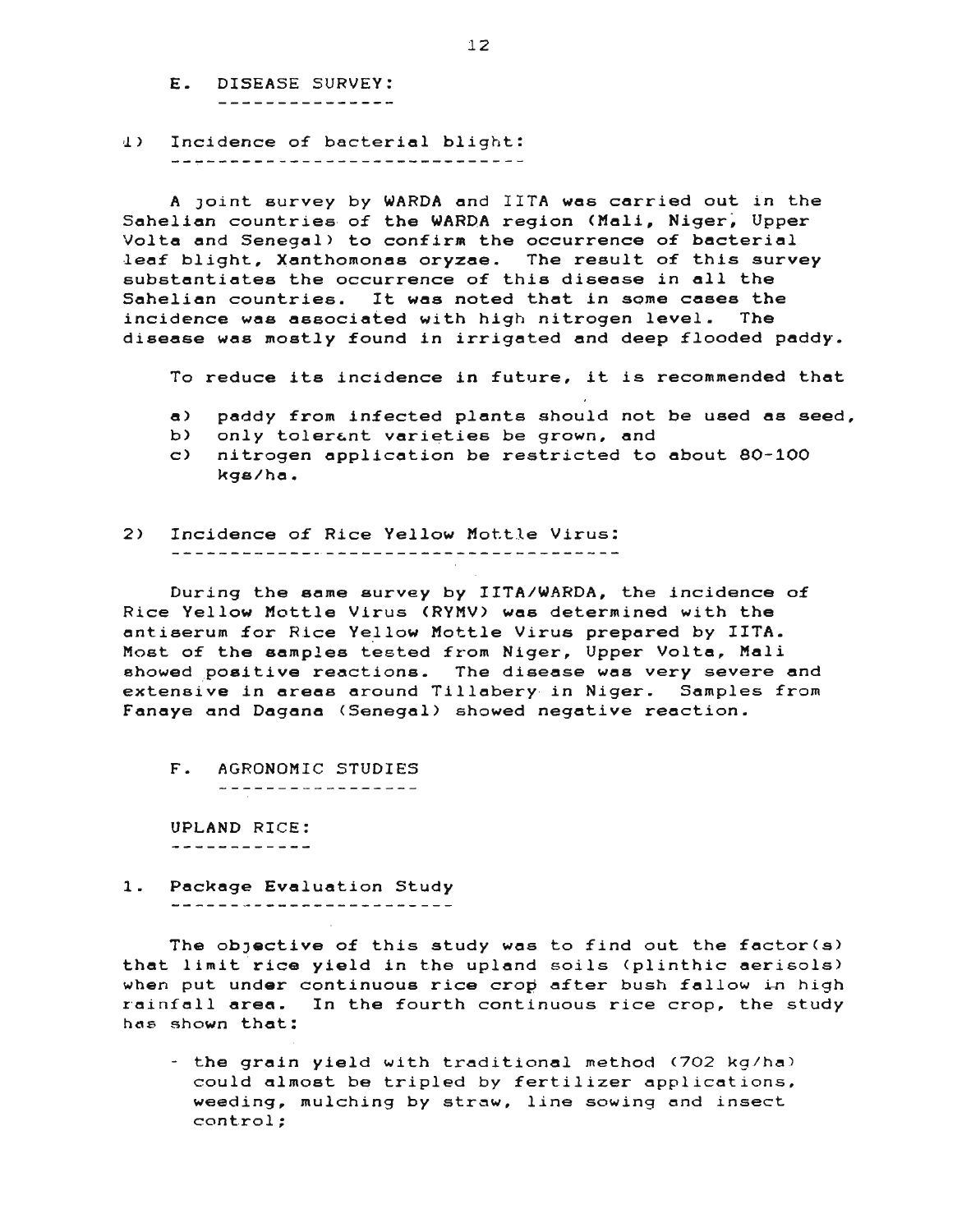## E. DISEASE SURVEY:

### 1) Incidence of bacterial blight:

A joint survey by WARDA and IITA was carried out in the Sahelian countries of the WARDA region (Mali, Niger, Upper Volta and Senegal) to confirm the occurrence of bacterial leaf blight, Xanthomonas oryzae. The result of this survey substantiates the occurrence of this disease in all the Sahelian countries. It was noted that in some cases the incidence was associated with high nitrogen level. The disease was mostly found in irrigated and deep flooded paddy.

To reduce its incidence in future, it is recommended that

a) paddy from infected plants should not be used as seed,
b) only tolerant varieties be grown, and
c) nitrogen application be restricted to about 80-100 kgs/ha.

### 2) Incidence of Rice Yellow Mottle Virus:

During the same survey by IITA/WARDA, the incidence of Rice Yellow Mottle Virus (RYMV) was determined with the antiserum for Rice Yellow Mottle Virus prepared by IITA. Most of the samples tested from Niger, Upper Volta, Mali showed positive reactions. The disease was very severe and extensive in areas around Tillabery in Niger. Samples from Fanaye and Dagana (Senegal) showed negative reaction.

## F. AGRONOMIC STUDIES

### UPLAND RICE:

### 1. Package Evaluation Study

The objective of this study was to find out the factor(s) that limit rice yield in the upland soils (plinthic aerisols) when put under continuous rice crop after bush fallow in high rainfall area. In the fourth continuous rice crop, the study has shown that:

- the grain yield with traditional method (702 kg/ha) could almost be tripled by fertilizer applications, weeding, mulching by straw, line sowing and insect control;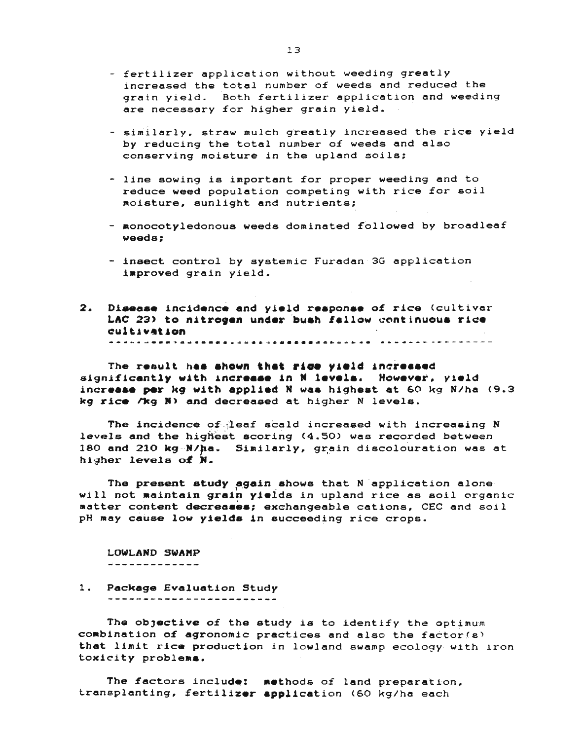- fertilizer application without weeding greatly increased the total number of weeds and reduced the grain yield. Both fertilizer application and weeding are necessary for higher grain yield.

- similarly, straw mulch greatly increased the rice yield by reducing the total number of weeds and also conserving moisture in the upland soils;

- line sowing is important for proper weeding and to reduce weed population competing with rice for soil moisture, sunlight and nutrients;

- monocotyledonous weeds dominated followed by broadleaf weeds;

- insect control by systemic Furadan 3G application improved grain yield.

**2. Disease incidence and yield response of rice (cultivar LAC 23) to nitrogen under bush fallow continuous rice cultivation**

The result has shown that rice yield increased significantly with increase in N levels. However, yield increase per kg with applied N was highest at 60 kg N/ha (9.3 kg rice /kg N) and decreased at higher N levels.

The incidence of leaf scald increased with increasing N levels and the highest scoring (4.50) was recorded between 180 and 210 kg N/ha. Similarly, grain discolouration was at higher levels of N.

The present study again shows that N application alone will not maintain grain yields in upland rice as soil organic matter content decreases; exchangeable cations, CEC and soil pH may cause low yields in succeeding rice crops.

## LOWLAND SWAMP

**1. Package Evaluation Study**

The objective of the study is to identify the optimum combination of agronomic practices and also the factor(s) that limit rice production in lowland swamp ecology with iron toxicity problems.

The factors include: methods of land preparation, transplanting, fertilizer application (60 kg/ha each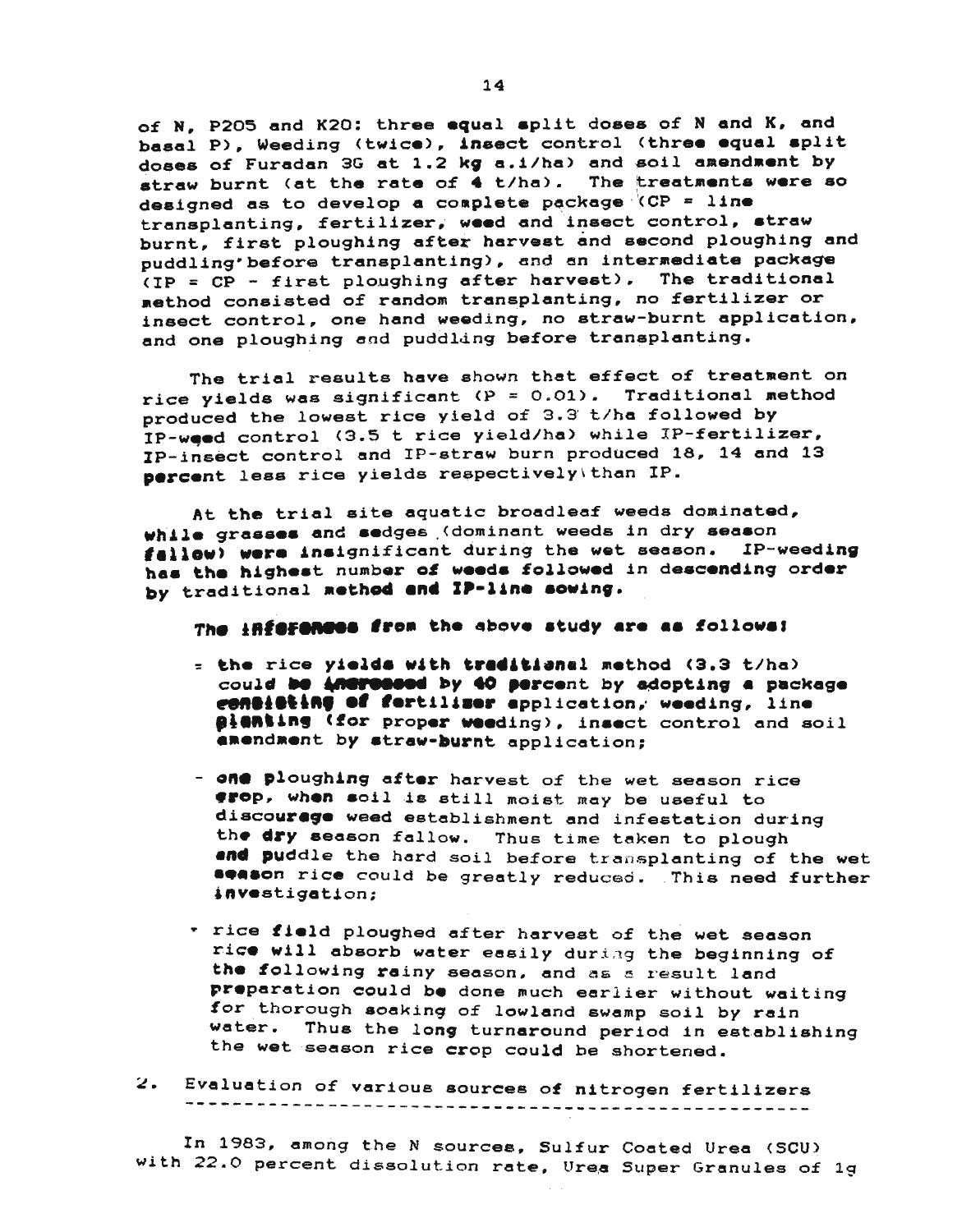of N, P2O5 and K2O: three equal split doses of N and K, and basal P), Weeding (twice), insect control (three equal split doses of Furadan 3G at 1.2 kg a.i/ha) and soil amendment by straw burnt (at the rate of 4 t/ha). The treatments were so designed as to develop a complete package (CP = line transplanting, fertilizer, weed and insect control, straw burnt, first ploughing after harvest and second ploughing and puddling before transplanting), and an intermediate package (IP = CP - first ploughing after harvest). The traditional method consisted of random transplanting, no fertilizer or insect control, one hand weeding, no straw-burnt application, and one ploughing and puddling before transplanting.

The trial results have shown that effect of treatment on rice yields was significant ($P = 0.01$). Traditional method produced the lowest rice yield of 3.3 t/ha followed by IP-weed control (3.5 t rice yield/ha) while IP-fertilizer, IP-insect control and IP-straw burn produced 18, 14 and 13 percent less rice yields respectively than IP.

At the trial site aquatic broadleaf weeds dominated, while grasses and sedges (dominant weeds in dry season fallow) were insignificant during the wet season. IP-weeding has the highest number of weeds followed in descending order by traditional method and IP-line sowing.

The inferences from the above study are as follows:

- the rice yields with traditional method (3.3 t/ha) could be increased by 40 percent by adopting a package consisting of fertilizer application, weeding, line planting (for proper weeding), insect control and soil amendment by straw-burnt application;

- one ploughing after harvest of the wet season rice crop, when soil is still moist may be useful to discourage weed establishment and infestation during the dry season fallow. Thus time taken to plough and puddle the hard soil before transplanting of the wet season rice could be greatly reduced. This need further investigation;

- rice field ploughed after harvest of the wet season rice will absorb water easily during the beginning of the following rainy season, and as a result land preparation could be done much earlier without waiting for thorough soaking of lowland swamp soil by rain water. Thus the long turnaround period in establishing the wet season rice crop could be shortened.

## 2. Evaluation of various sources of nitrogen fertilizers

In 1983, among the N sources, Sulfur Coated Urea (SCU) with 22.0 percent dissolution rate, Urea Super Granules of 1g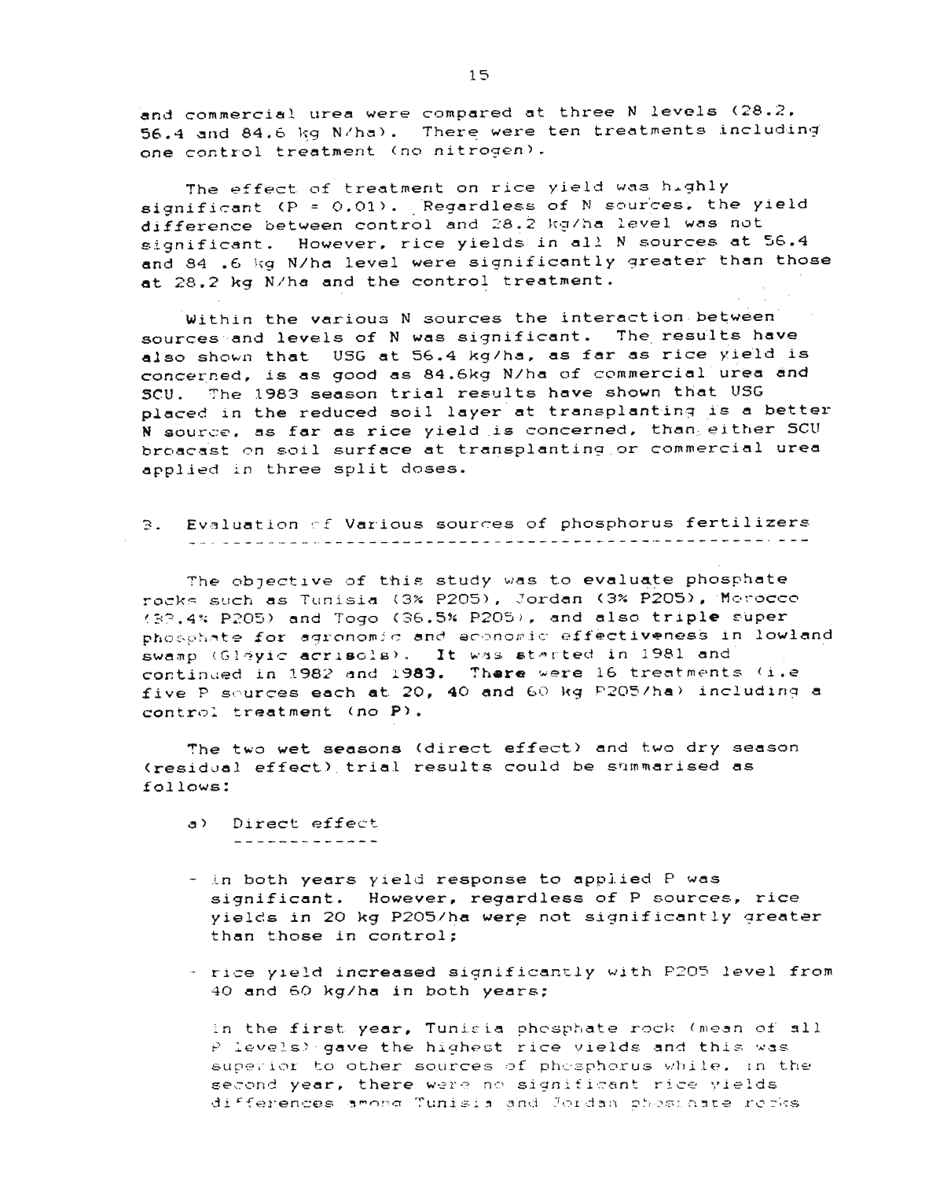and commercial urea were compared at three N levels (28.2, 56.4 and 84.6 kg N/ha). There were ten treatments including one control treatment (no nitrogen).

The effect of treatment on rice yield was highly significant (P = 0.01). Regardless of N sources, the yield difference between control and 28.2 kg/ha level was not significant. However, rice yields in all N sources at 56.4 and 84 .6 kg N/ha level were significantly greater than those at 28.2 kg N/ha and the control treatment.

Within the various N sources the interaction between sources and levels of N was significant. The results have also shown that USG at 56.4 kg/ha, as far as rice yield is concerned, is as good as 84.6kg N/ha of commercial urea and SCU. The 1983 season trial results have shown that USG placed in the reduced soil layer at transplanting is a better N source, as far as rice yield is concerned, than either SCU broadcast on soil surface at transplanting or commercial urea applied in three split doses.

## 3. Evaluation of Various sources of phosphorus fertilizers

The objective of this study was to evaluate phosphate rocks such as Tunisia (3% P2O5), Jordan (3% P2O5), Morocco (32.4% P2O5) and Togo (36.5% P2O5), and also triple super phosphate for agronomic and economic effectiveness in lowland swamp (Gleyic acrisols). It was started in 1981 and continued in 1982 and 1983. There were 16 treatments (i.e five P sources each at 20, 40 and 60 kg P2O5/ha) including a control treatment (no P).

The two wet seasons (direct effect) and two dry season (residual effect) trial results could be summarised as follows:

### a) Direct effect

- in both years yield response to applied P was significant. However, regardless of P sources, rice yields in 20 kg P2O5/ha were not significantly greater than those in control;

- rice yield increased significantly with P2O5 level from 40 and 60 kg/ha in both years;

  in the first year, Tunisia phosphate rock (mean of all P levels) gave the highest rice yields and this was superior to other sources of phosphorus while, in the second year, there were no significant rice yields differences among Tunisia and Jordan phosphate rocks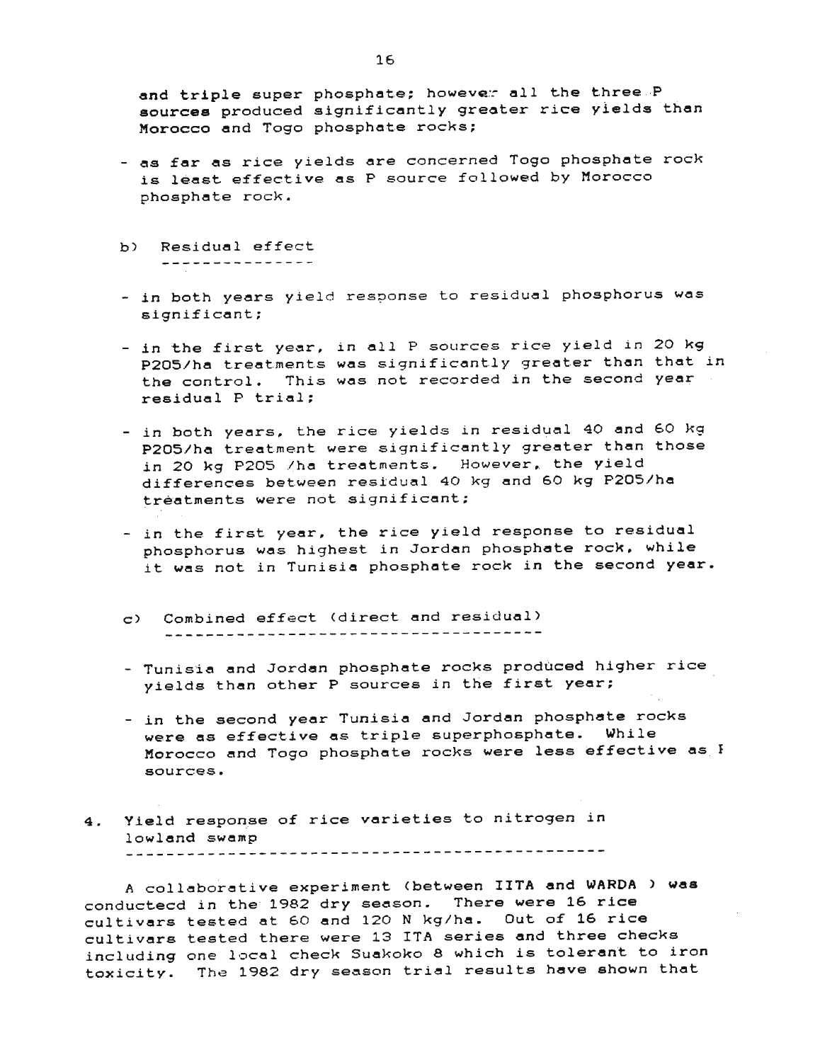and triple super phosphate; however all the three P sources produced significantly greater rice yields than Morocco and Togo phosphate rocks;

- as far as rice yields are concerned Togo phosphate rock is least effective as P source followed by Morocco phosphate rock.

b) Residual effect

- in both years yield response to residual phosphorus was significant;
- in the first year, in all P sources rice yield in 20 kg $P_2O_5$/ha treatments was significantly greater than that in the control. This was not recorded in the second year residual P trial;
- in both years, the rice yields in residual 40 and 60 kg $P_2O_5$/ha treatment were significantly greater than those in 20 kg $P_2O_5$ /ha treatments. However, the yield differences between residual 40 kg and 60 kg $P_2O_5$/ha treatments were not significant;
- in the first year, the rice yield response to residual phosphorus was highest in Jordan phosphate rock, while it was not in Tunisia phosphate rock in the second year.

c) Combined effect (direct and residual)

- Tunisia and Jordan phosphate rocks produced higher rice yields than other P sources in the first year;
- in the second year Tunisia and Jordan phosphate rocks were as effective as triple superphosphate. While Morocco and Togo phosphate rocks were less effective as P sources.

## 4. Yield response of rice varieties to nitrogen in lowland swamp

A collaborative experiment (between IITA and WARDA ) was conductecd in the 1982 dry season. There were 16 rice cultivars tested at 60 and 120 N kg/ha. Out of 16 rice cultivars tested there were 13 ITA series and three checks including one local check Suakoko 8 which is tolerant to iron toxicity. The 1982 dry season trial results have shown that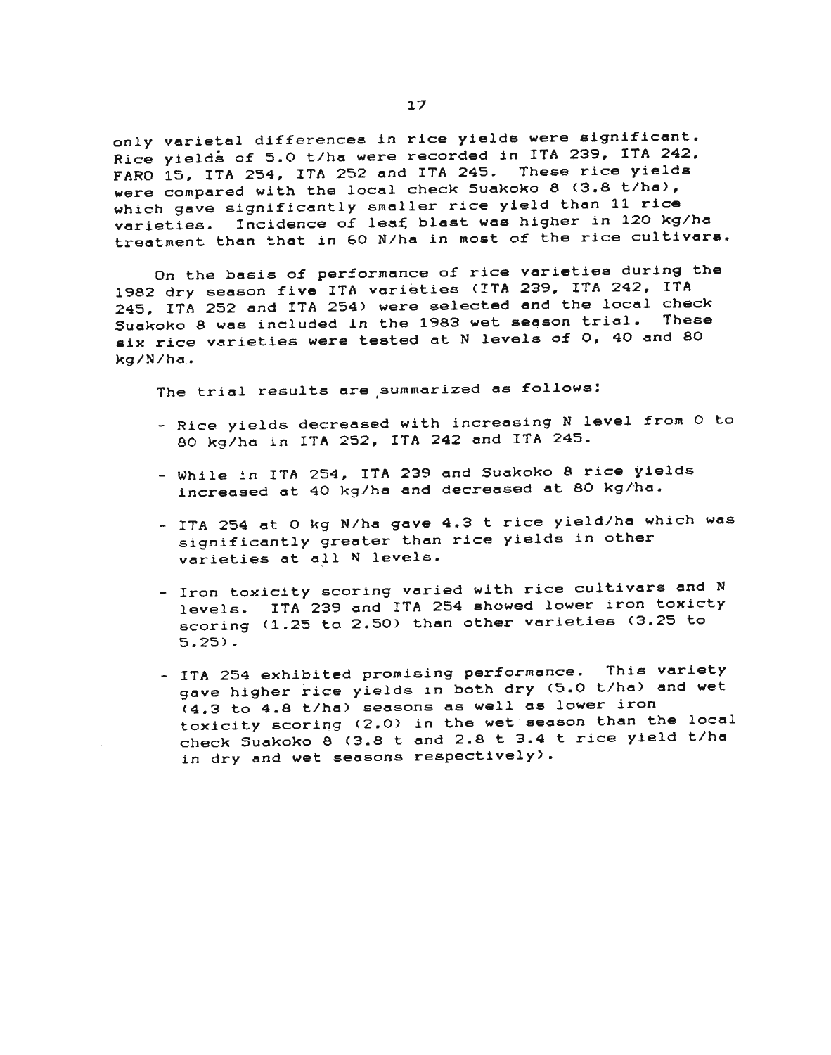only varietal differences in rice yields were significant. Rice yields of 5.0 t/ha were recorded in ITA 239, ITA 242, FARO 15, ITA 254, ITA 252 and ITA 245. These rice yields were compared with the local check Suakoko 8 (3.8 t/ha), which gave significantly smaller rice yield than 11 rice varieties. Incidence of leaf blast was higher in 120 kg/ha treatment than that in 60 N/ha in most of the rice cultivars.

On the basis of performance of rice varieties during the 1982 dry season five ITA varieties (ITA 239, ITA 242, ITA 245, ITA 252 and ITA 254) were selected and the local check Suakoko 8 was included in the 1983 wet season trial. These six rice varieties were tested at N levels of 0, 40 and 80 kg/N/ha.

The trial results are summarized as follows:

- Rice yields decreased with increasing N level from 0 to 80 kg/ha in ITA 252, ITA 242 and ITA 245.

- While in ITA 254, ITA 239 and Suakoko 8 rice yields increased at 40 kg/ha and decreased at 80 kg/ha.

- ITA 254 at 0 kg N/ha gave 4.3 t rice yield/ha which was significantly greater than rice yields in other varieties at all N levels.

- Iron toxicity scoring varied with rice cultivars and N levels. ITA 239 and ITA 254 showed lower iron toxicty scoring (1.25 to 2.50) than other varieties (3.25 to 5.25).

- ITA 254 exhibited promising performance. This variety gave higher rice yields in both dry (5.0 t/ha) and wet (4.3 to 4.8 t/ha) seasons as well as lower iron toxicity scoring (2.0) in the wet season than the local check Suakoko 8 (3.8 t and 2.8 t 3.4 t rice yield t/ha in dry and wet seasons respectively).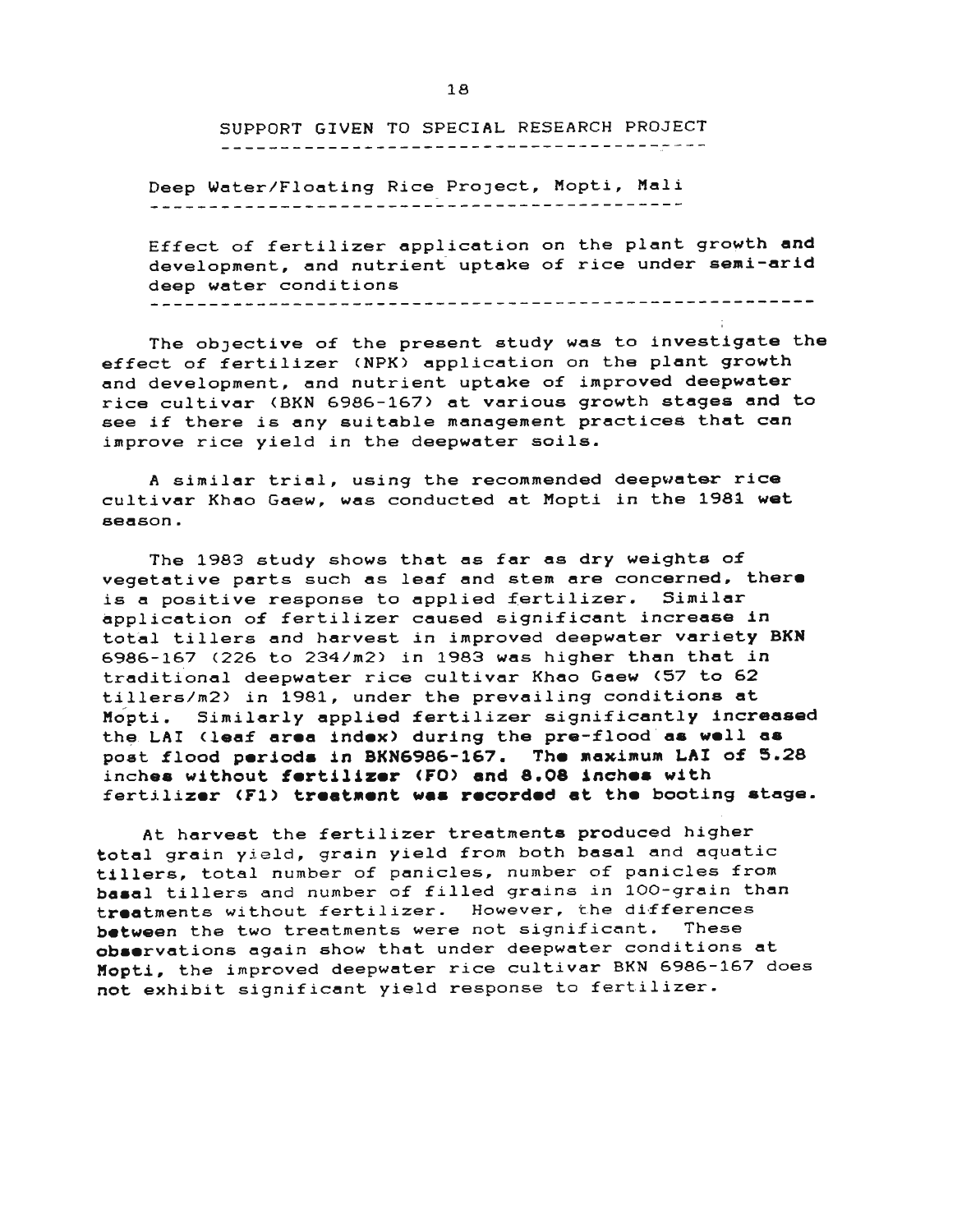## SUPPORT GIVEN TO SPECIAL RESEARCH PROJECT

### Deep Water/Floating Rice Project, Mopti, Mali

### Effect of fertilizer application on the plant growth and development, and nutrient uptake of rice under semi-arid deep water conditions

The objective of the present study was to investigate the effect of fertilizer (NPK) application on the plant growth and development, and nutrient uptake of improved deepwater rice cultivar (BKN 6986-167) at various growth stages and to see if there is any suitable management practices that can improve rice yield in the deepwater soils.

A similar trial, using the recommended deepwater rice cultivar Khao Gaew, was conducted at Mopti in the 1981 wet season.

The 1983 study shows that as far as dry weights of vegetative parts such as leaf and stem are concerned, there is a positive response to applied fertilizer. Similar application of fertilizer caused significant increase in total tillers and harvest in improved deepwater variety BKN 6986-167 (226 to 234/m2) in 1983 was higher than that in traditional deepwater rice cultivar Khao Gaew (57 to 62 tillers/m2) in 1981, under the prevailing conditions at Mopti. Similarly applied fertilizer significantly increased the LAI (leaf area index) during the pre-flood as well as post flood periods in BKN6986-167. The maximum LAI of 5.28 inches without fertilizer (F0) and 8.08 inches with fertilizer (F1) treatment was recorded at the booting stage.

At harvest the fertilizer treatments produced higher total grain yield, grain yield from both basal and aquatic tillers, total number of panicles, number of panicles from basal tillers and number of filled grains in 100-grain than treatments without fertilizer. However, the differences between the two treatments were not significant. These observations again show that under deepwater conditions at Mopti, the improved deepwater rice cultivar BKN 6986-167 does not exhibit significant yield response to fertilizer.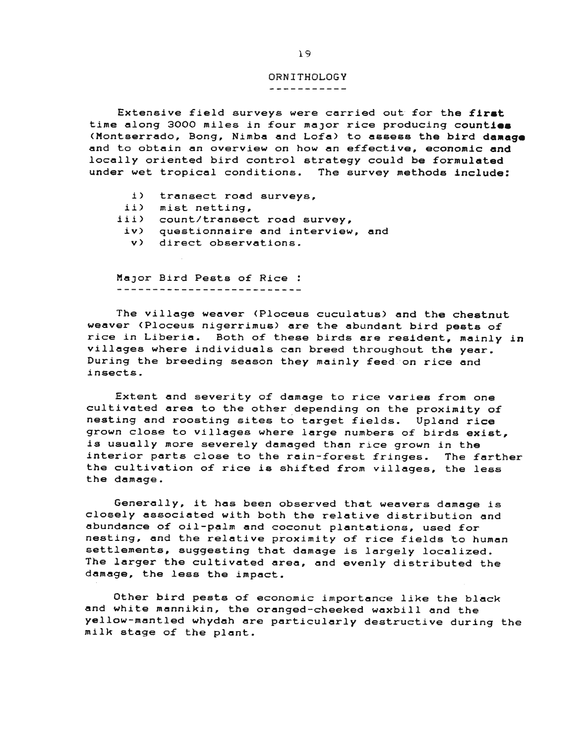## ORNITHOLOGY

Extensive field surveys were carried out for the first time along 3000 miles in four major rice producing counties (Montserrado, Bong, Nimba and Lofa) to assess the bird damage and to obtain an overview on how an effective, economic and locally oriented bird control strategy could be formulated under wet tropical conditions. The survey methods include:

- i) transect road surveys,
- ii) mist netting,
- iii) count/transect road survey,
- iv) questionnaire and interview, and
- v) direct observations.

### Major Bird Pests of Rice :

The village weaver (Ploceus cuculatus) and the chestnut weaver (Ploceus nigerrimus) are the abundant bird pests of rice in Liberia. Both of these birds are resident, mainly in villages where individuals can breed throughout the year. During the breeding season they mainly feed on rice and insects.

Extent and severity of damage to rice varies from one cultivated area to the other depending on the proximity of nesting and roosting sites to target fields. Upland rice grown close to villages where large numbers of birds exist, is usually more severely damaged than rice grown in the interior parts close to the rain-forest fringes. The farther the cultivation of rice is shifted from villages, the less the damage.

Generally, it has been observed that weavers damage is closely associated with both the relative distribution and abundance of oil-palm and coconut plantations, used for nesting, and the relative proximity of rice fields to human settlements, suggesting that damage is largely localized. The larger the cultivated area, and evenly distributed the damage, the less the impact.

Other bird pests of economic importance like the black and white mannikin, the oranged-cheeked waxbill and the yellow-mantled whydah are particularly destructive during the milk stage of the plant.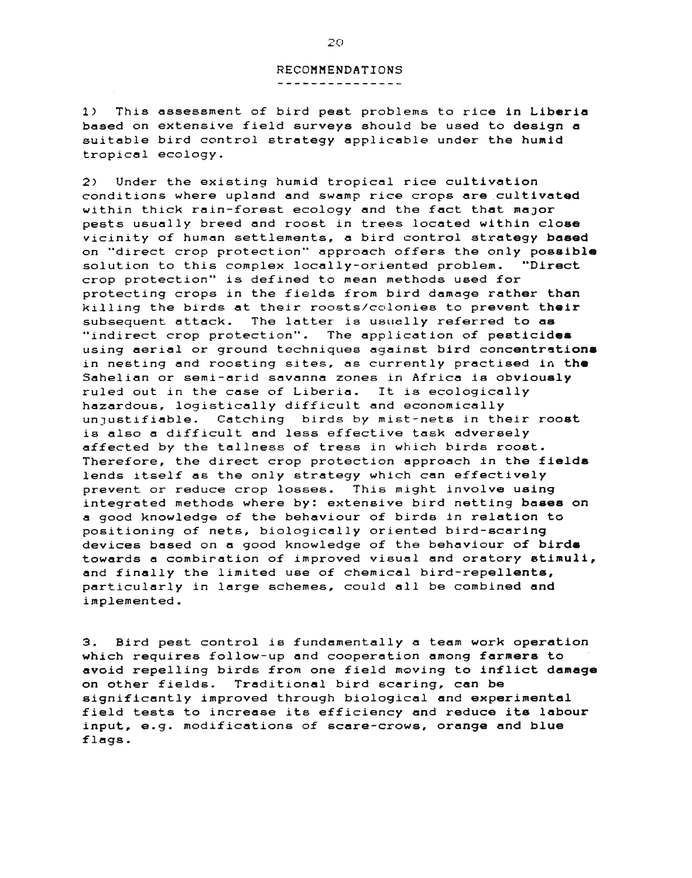## RECOMMENDATIONS

1) This assessment of bird pest problems to rice in Liberia based on extensive field surveys should be used to design a suitable bird control strategy applicable under the humid tropical ecology.

2) Under the existing humid tropical rice cultivation conditions where upland and swamp rice crops are cultivated within thick rain-forest ecology and the fact that major pests usually breed and roost in trees located within close vicinity of human settlements, a bird control strategy based on "direct crop protection" approach offers the only possible solution to this complex locally-oriented problem. "Direct crop protection" is defined to mean methods used for protecting crops in the fields from bird damage rather than killing the birds at their roosts/colonies to prevent their subsequent attack. The latter is usually referred to as "indirect crop protection". The application of pesticides using aerial or ground techniques against bird concentrations in nesting and roosting sites, as currently practised in the Sahelian or semi-arid savanna zones in Africa is obviously ruled out in the case of Liberia. It is ecologically hazardous, logistically difficult and economically unjustifiable. Catching birds by mist-nets in their roost is also a difficult and less effective task adversely affected by the tallness of tress in which birds roost. Therefore, the direct crop protection approach in the fields lends itself as the only strategy which can effectively prevent or reduce crop losses. This might involve using integrated methods where by: extensive bird netting bases on a good knowledge of the behaviour of birds in relation to positioning of nets, biologically oriented bird-scaring devices based on a good knowledge of the behaviour of birds towards a combiration of improved visual and oratory stimuli, and finally the limited use of chemical bird-repellents, particularly in large schemes, could all be combined and implemented.

3. Bird pest control is fundamentally a team work operation which requires follow-up and cooperation among farmers to avoid repelling birds from one field moving to inflict damage on other fields. Traditional bird scaring, can be significantly improved through biological and experimental field tests to increase its efficiency and reduce its labour input, e.g. modifications of scare-crows, orange and blue flags.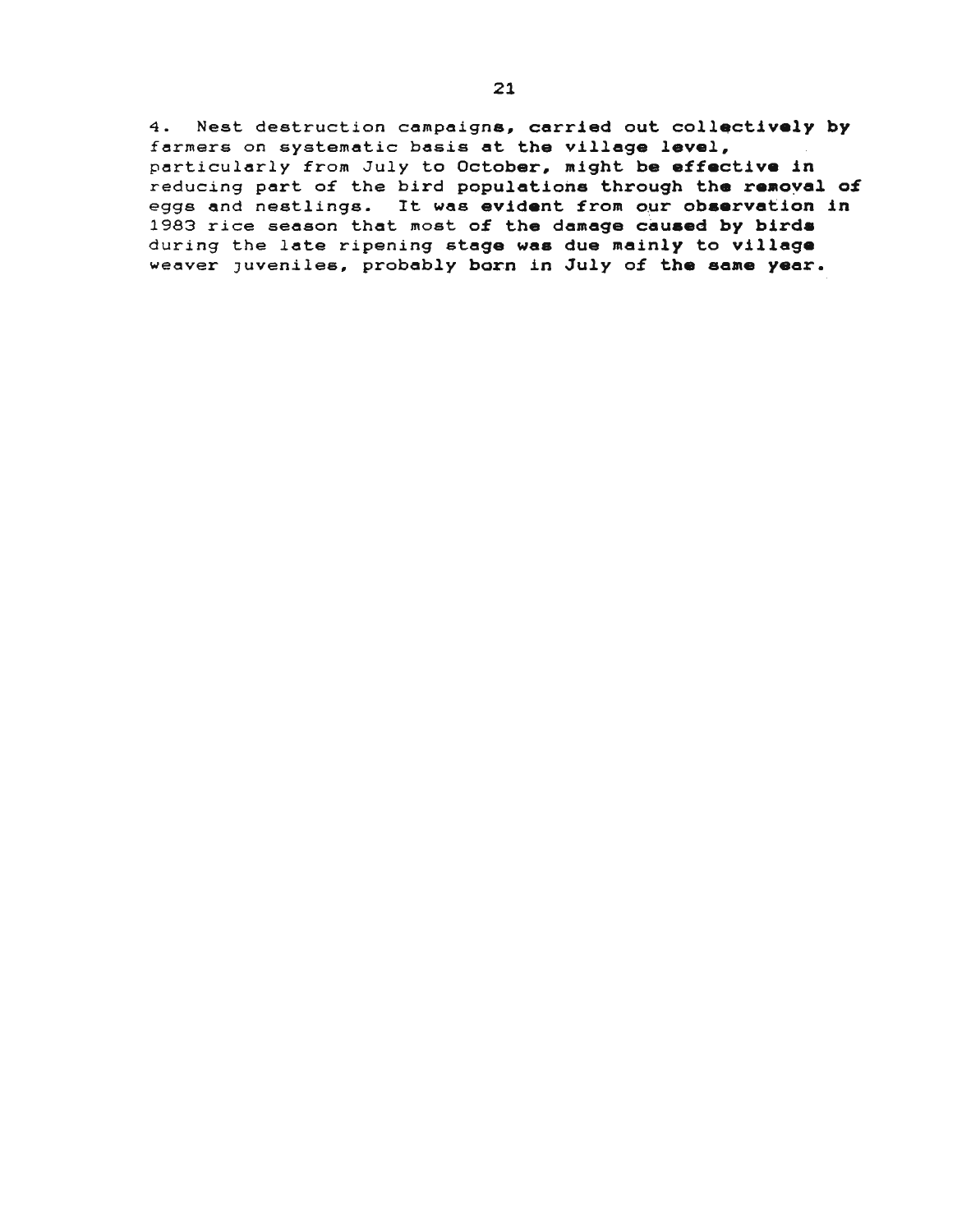4. Nest destruction campaigns, carried out collectively by farmers on systematic basis at the village level, particularly from July to October, might be effective in reducing part of the bird populations through the removal of eggs and nestlings. It was evident from our observation in 1983 rice season that most of the damage caused by birds during the late ripening stage was due mainly to village weaver juveniles, probably born in July of the same year.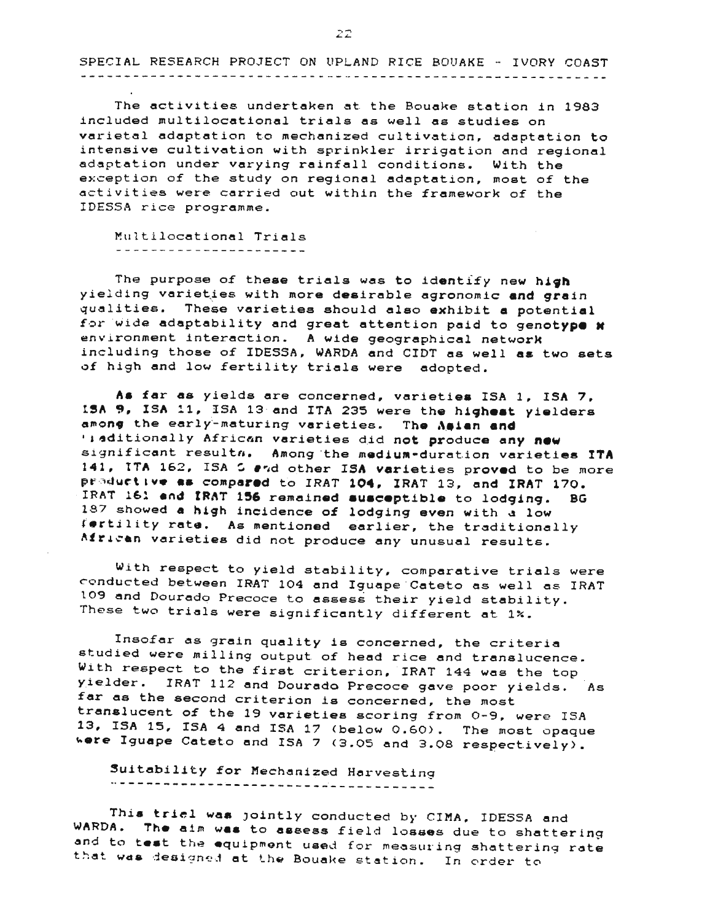## SPECIAL RESEARCH PROJECT ON UPLAND RICE BOUAKE - IVORY COAST

The activities undertaken at the Bouake station in 1983 included multilocational trials as well as studies on varietal adaptation to mechanized cultivation, adaptation to intensive cultivation with sprinkler irrigation and regional adaptation under varying rainfall conditions. With the exception of the study on regional adaptation, most of the activities were carried out within the framework of the IDESSA rice programme.

### Multilocational Trials

The purpose of these trials was to identify new high yielding varieties with more desirable agronomic and grain qualities. These varieties should also exhibit a potential for wide adaptability and great attention paid to genotype x environment interaction. A wide geographical network including those of IDESSA, WARDA and CIDT as well as two sets of high and low fertility trials were adopted.

As far as yields are concerned, varieties ISA 1, ISA 7, ISA 9, ISA 11, ISA 13 and ITA 235 were the highest yielders among the early-maturing varieties. The Asian and traditionally African varieties did not produce any new significant results. Among the medium-duration varieties ITA 141, ITA 162, ISA 5 and other ISA varieties proved to be more productive as compared to IRAT 104, IRAT 13, and IRAT 170. IRAT 161 and IRAT 156 remained susceptible to lodging. BG 187 showed a high incidence of lodging even with a low fertility rate. As mentioned earlier, the traditionally African varieties did not produce any unusual results.

With respect to yield stability, comparative trials were conducted between IRAT 104 and Iguape Cateto as well as IRAT 109 and Dourado Precoce to assess their yield stability. These two trials were significantly different at 1%.

Insofar as grain quality is concerned, the criteria studied were milling output of head rice and translucence. With respect to the first criterion, IRAT 144 was the top yielder. IRAT 112 and Dourado Precoce gave poor yields. As far as the second criterion is concerned, the most translucent of the 19 varieties scoring from 0-9, were ISA 13, ISA 15, ISA 4 and ISA 17 (below 0.60). The most opaque were Iguape Cateto and ISA 7 (3.05 and 3.08 respectively).

### Suitability for Mechanized Harvesting

This trial was jointly conducted by CIMA, IDESSA and WARDA. The aim was to assess field losses due to shattering and to test the equipment used for measuring shattering rate that was designed at the Bouake station. In order to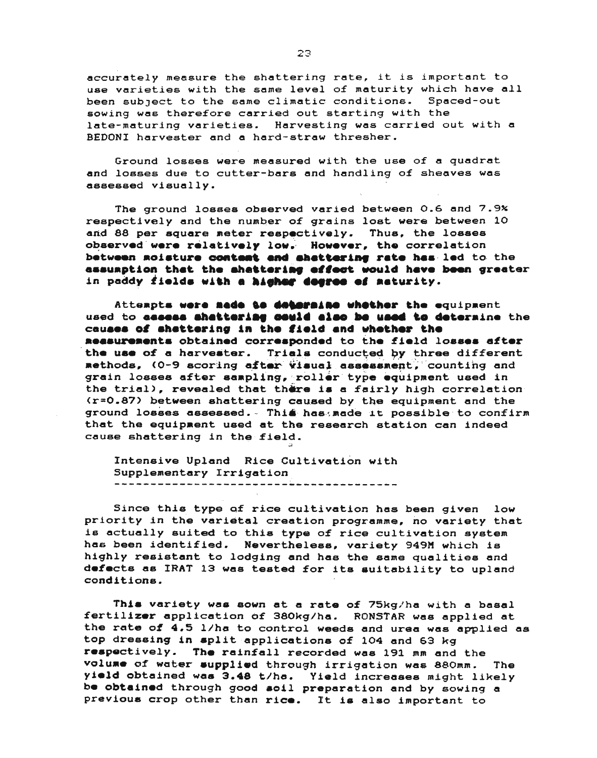accurately measure the shattering rate, it is important to use varieties with the same level of maturity which have all been subject to the same climatic conditions. Spaced-out sowing was therefore carried out starting with the late-maturing varieties. Harvesting was carried out with a BEDONI harvester and a hard-straw thresher.

Ground losses were measured with the use of a quadrat and losses due to cutter-bars and handling of sheaves was assessed visually.

The ground losses observed varied between 0.6 and 7.9% respectively and the number of grains lost were between 10 and 88 per square meter respectively. Thus, the losses observed were relatively low. However, the correlation between moisture content and shattering rate has led to the assumption that the shattering effect would have been greater in paddy fields with a higher degree of maturity.

Attempts were made to determine whether the equipment used to assess shattering could also be used to determine the causes of shattering in the field and whether the measurements obtained corresponded to the field losses after the use of a harvester. Trials conducted by three different methods, (0-9 scoring after visual assessment, counting and grain losses after sampling, roller type equipment used in the trial), revealed that there is a fairly high correlation (r=0.87) between shattering caused by the equipment and the ground losses assessed. This has made it possible to confirm that the equipment used at the research station can indeed cause shattering in the field.

## Intensive Upland Rice Cultivation with Supplementary Irrigation

Since this type of rice cultivation has been given low priority in the varietal creation programme, no variety that is actually suited to this type of rice cultivation system has been identified. Nevertheless, variety 949M which is highly resistant to lodging and has the same qualities and defects as IRAT 13 was tested for its suitability to upland conditions.

This variety was sown at a rate of 75kg/ha with a basal fertilizer application of 380kg/ha. RONSTAR was applied at the rate of 4.5 l/ha to control weeds and urea was applied as top dressing in split applications of 104 and 63 kg respectively. The rainfall recorded was 191 mm and the volume of water supplied through irrigation was 880mm. The yield obtained was 3.48 t/ha. Yield increases might likely be obtained through good soil preparation and by sowing a previous crop other than rice. It is also important to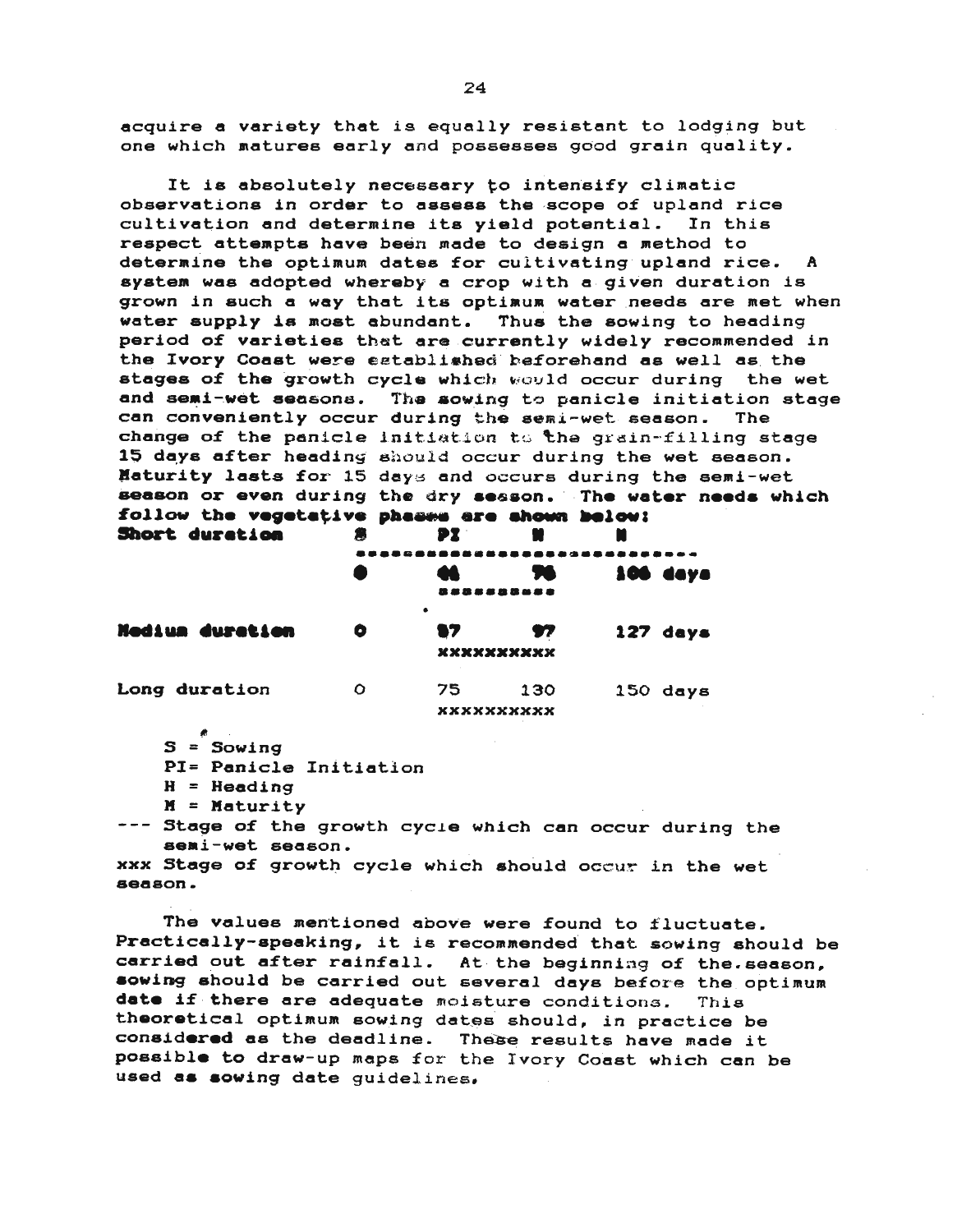acquire a variety that is equally resistant to lodging but one which matures early and possesses good grain quality.

It is absolutely necessary to intensify climatic observations in order to assess the scope of upland rice cultivation and determine its yield potential. In this respect attempts have been made to design a method to determine the optimum dates for cultivating upland rice. A system was adopted whereby a crop with a given duration is grown in such a way that its optimum water needs are met when water supply is most abundant. Thus the sowing to heading period of varieties that are currently widely recommended in the Ivory Coast were established beforehand as well as the stages of the growth cycle which would occur during the wet and semi-wet seasons. The sowing to panicle initiation stage can conveniently occur during the semi-wet season. The change of the panicle initiation to the grain-filling stage 15 days after heading should occur during the wet season. Maturity lasts for 15 days and occurs during the semi-wet season or even during the dry season. The water needs which follow the vegetative phases are shown below:

| | S | PI | H | M |
|---|---|---|---|---|
| **Short duration** | ------------ | ------------ | ------------ | ------------ |
| | 0 | 44 | 76 | 106 days |
| | | xxxxxxxxxx | | |
| **Medium duration** | 0 | 57 | 97 | 127 days |
| | | xxxxxxxxxx | | |
| Long duration | 0 | 75 | 130 | 150 days |
| | | xxxxxxxxxx | | |

S = Sowing
PI= Panicle Initiation
H = Heading
M = Maturity

--- Stage of the growth cycle which can occur during the semi-wet season.

xxx Stage of growth cycle which should occur in the wet season.

The values mentioned above were found to fluctuate. Practically-speaking, it is recommended that sowing should be carried out after rainfall. At the beginning of the season, sowing should be carried out several days before the optimum date if there are adequate moisture conditions. This theoretical optimum sowing dates should, in practice be considered as the deadline. These results have made it possible to draw-up maps for the Ivory Coast which can be used as sowing date guidelines.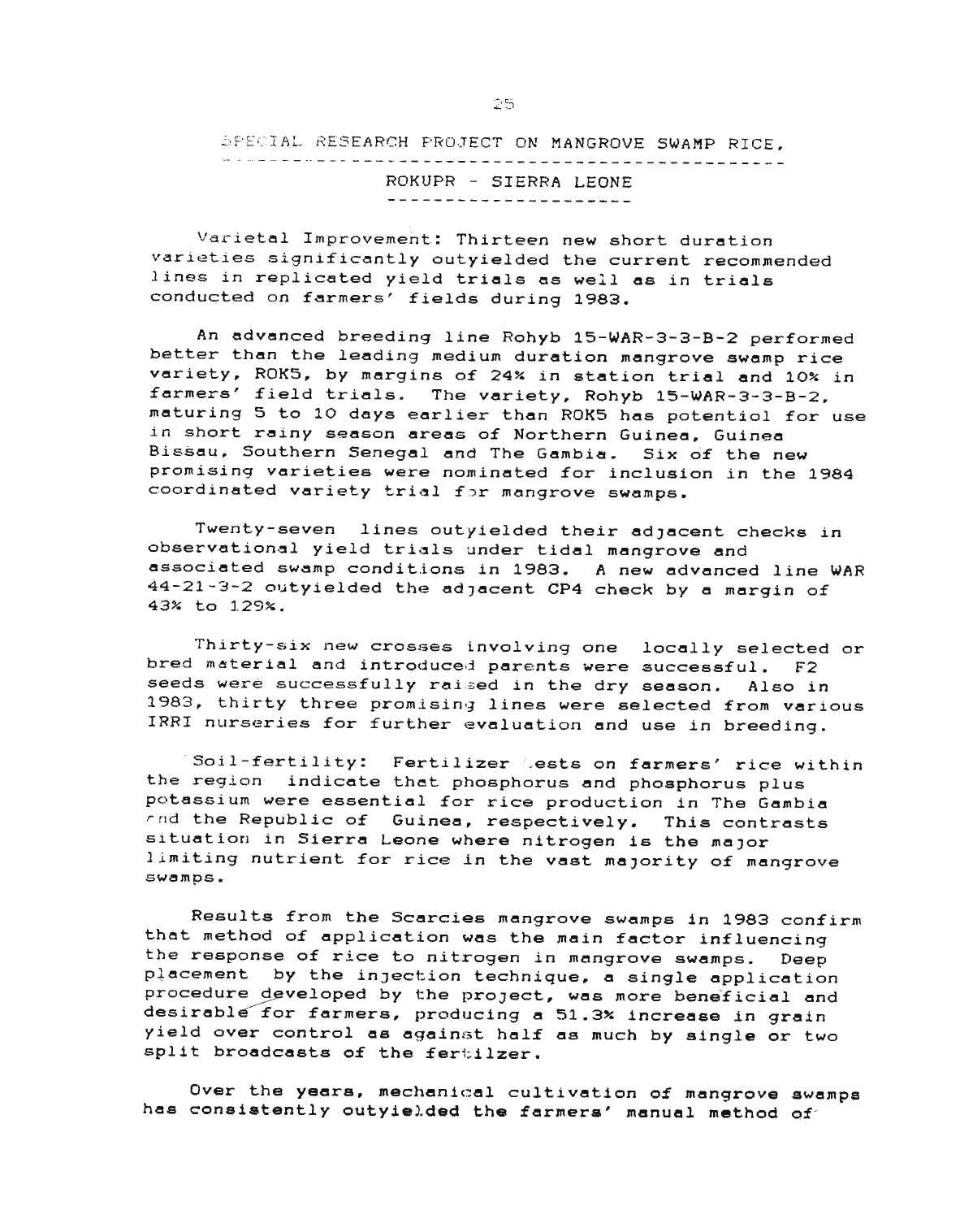## SPECIAL RESEARCH PROJECT ON MANGROVE SWAMP RICE,

### ROKUPR - SIERRA LEONE

Varietal Improvement: Thirteen new short duration varieties significantly outyielded the current recommended lines in replicated yield trials as well as in trials conducted on farmers' fields during 1983.

An advanced breeding line Rohyb 15-WAR-3-3-B-2 performed better than the leading medium duration mangrove swamp rice variety, ROK5, by margins of 24% in station trial and 10% in farmers' field trials. The variety, Rohyb 15-WAR-3-3-B-2, maturing 5 to 10 days earlier than ROK5 has potentiol for use in short rainy season areas of Northern Guinea, Guinea Bissau, Southern Senegal and The Gambia. Six of the new promising varieties were nominated for inclusion in the 1984 coordinated variety trial for mangrove swamps.

Twenty-seven lines outyielded their adjacent checks in observational yield trials under tidal mangrove and associated swamp conditions in 1983. A new advanced line WAR 44-21-3-2 outyielded the adjacent CP4 check by a margin of 43% to 129%.

Thirty-six new crosses involving one locally selected or bred material and introduced parents were successful. F2 seeds were successfully raised in the dry season. Also in 1983, thirty three promising lines were selected from various IRRI nurseries for further evaluation and use in breeding.

Soil-fertility: Fertilizer tests on farmers' rice within the region indicate that phosphorus and phosphorus plus potassium were essential for rice production in The Gambia and the Republic of Guinea, respectively. This contrasts situation in Sierra Leone where nitrogen is the major limiting nutrient for rice in the vast majority of mangrove swamps.

Results from the Scarcies mangrove swamps in 1983 confirm that method of application was the main factor influencing the response of rice to nitrogen in mangrove swamps. Deep placement by the injection technique, a single application procedure developed by the project, was more beneficial and desirable for farmers, producing a 51.3% increase in grain yield over control as against half as much by single or two split broadcasts of the fertilzer.

Over the years, mechanical cultivation of mangrove swamps has consistently outyielded the farmers' manual method of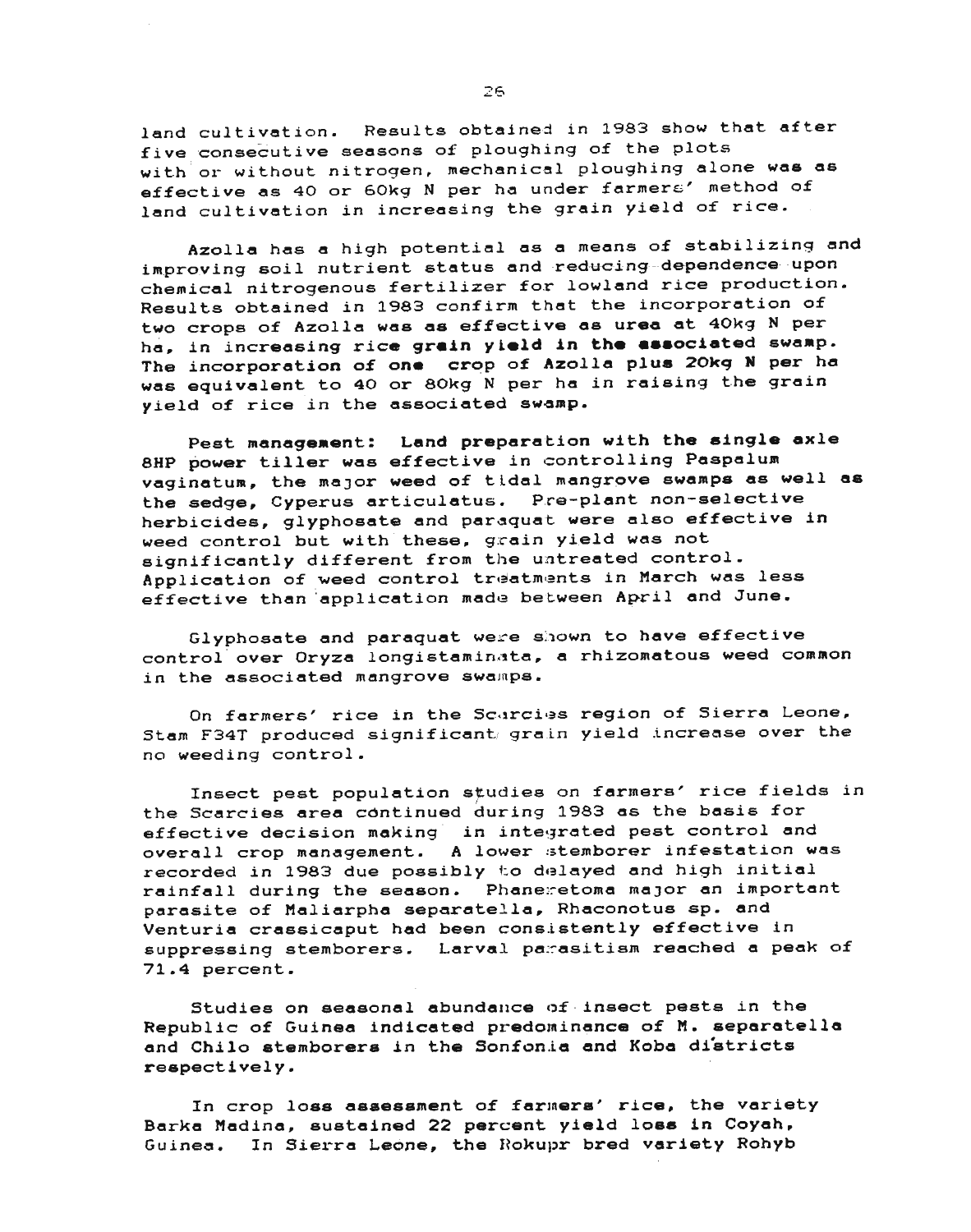land cultivation. Results obtained in 1983 show that after five consecutive seasons of ploughing of the plots with or without nitrogen, mechanical ploughing alone was as effective as 40 or 60kg N per ha under farmers' method of land cultivation in increasing the grain yield of rice.

Azolla has a high potential as a means of stabilizing and improving soil nutrient status and reducing dependence upon chemical nitrogenous fertilizer for lowland rice production. Results obtained in 1983 confirm that the incorporation of two crops of Azolla was as effective as urea at 40kg N per ha, in increasing rice grain yield in the associated swamp. The incorporation of one crop of Azolla plus 20kg N per ha was equivalent to 40 or 80kg N per ha in raising the grain yield of rice in the associated swamp.

**Pest management:** Land preparation with the single axle 8HP power tiller was effective in controlling *Paspalum vaginatum*, the major weed of tidal mangrove swamps as well as the sedge, *Cyperus articulatus*. Pre-plant non-selective herbicides, glyphosate and paraquat were also effective in weed control but with these, grain yield was not significantly different from the untreated control. Application of weed control treatments in March was less effective than application made between April and June.

Glyphosate and paraquat were shown to have effective control over *Oryza longistaminata*, a rhizomatous weed common in the associated mangrove swamps.

On farmers' rice in the Scarcies region of Sierra Leone, Stam F34T produced significant grain yield increase over the no weeding control.

Insect pest population studies on farmers' rice fields in the Scarcies area continued during 1983 as the basis for effective decision making in integrated pest control and overall crop management. A lower stemborer infestation was recorded in 1983 due possibly to delayed and high initial rainfall during the season. *Phaneretoma major* an important parasite of *Maliarpha separatella*, *Rhaconotus* sp. and *Venturia crassicaput* had been consistently effective in suppressing stemborers. Larval parasitism reached a peak of 71.4 percent.

Studies on seasonal abundance of insect pests in the Republic of Guinea indicated predominance of *M. separatella* and *Chilo* stemborers in the Sonfonia and Koba districts respectively.

In crop loss assessment of farmers' rice, the variety Barka Madina, sustained 22 percent yield loss in Coyah, Guinea. In Sierra Leone, the Rokupr bred variety Rohyb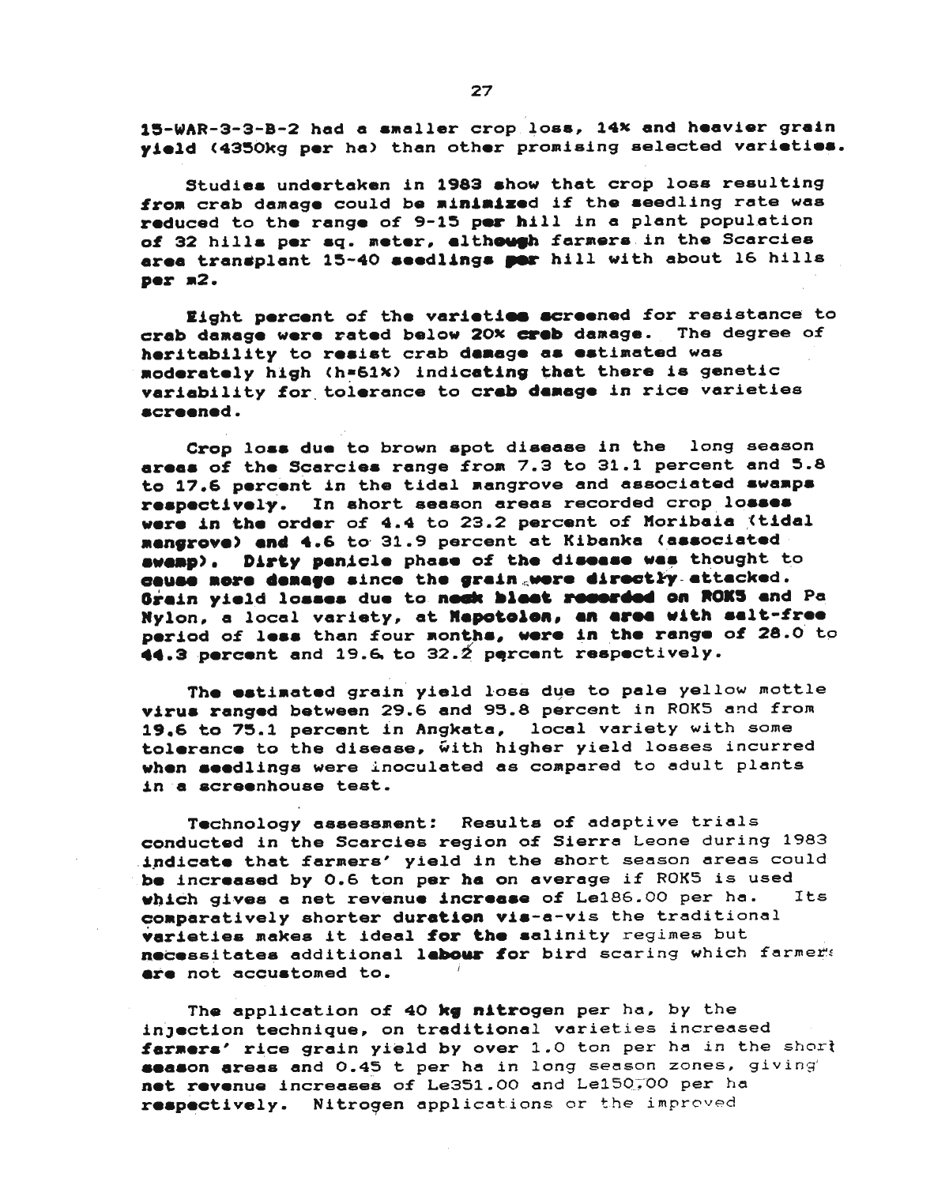15-WAR-3-3-B-2 had a smaller crop loss, 14% and heavier grain yield (4350kg per ha) than other promising selected varieties.

Studies undertaken in 1983 show that crop loss resulting from crab damage could be minimized if the seedling rate was reduced to the range of 9-15 per hill in a plant population of 32 hills per sq. meter, although farmers in the Scarcies area transplant 15-40 seedlings per hill with about 16 hills per m2.

Eight percent of the varieties screened for resistance to crab damage were rated below 20% crab damage. The degree of heritability to resist crab damage as estimated was moderately high (h=61%) indicating that there is genetic variability for tolerance to crab damage in rice varieties screened.

Crop loss due to brown spot disease in the long season areas of the Scarcies range from 7.3 to 31.1 percent and 5.8 to 17.6 percent in the tidal mangrove and associated swamps respectively. In short season areas recorded crop losses were in the order of 4.4 to 23.2 percent of Moribaia (tidal mangrove) and 4.6 to 31.9 percent at Kibanka (associated swamp). Dirty panicle phase of the disease was thought to cause more damage since the grain were directly attacked. Grain yield losses due to neck blast recorded on ROK5 and Pa Nylon, a local variety, at Mapotolon, an area with salt-free period of less than four months, were in the range of 28.0 to 44.3 percent and 19.6 to 32.2 percent respectively.

The estimated grain yield loss due to pale yellow mottle virus ranged between 29.6 and 95.8 percent in ROK5 and from 19.6 to 75.1 percent in Angkata, local variety with some tolerance to the disease, with higher yield losses incurred when seedlings were inoculated as compared to adult plants in a screenhouse test.

Technology assessment: Results of adaptive trials conducted in the Scarcies region of Sierra Leone during 1983 indicate that farmers' yield in the short season areas could be increased by 0.6 ton per ha on average if ROK5 is used which gives a net revenue increase of Le186.00 per ha. Its comparatively shorter duration vis-a-vis the traditional varieties makes it ideal for the salinity regimes but necessitates additional labour for bird scaring which farmers are not accustomed to.

The application of 40 kg nitrogen per ha, by the injection technique, on traditional varieties increased farmers' rice grain yield by over 1.0 ton per ha in the short season areas and 0.45 t per ha in long season zones, giving net revenue increases of Le351.00 and Le150.00 per ha respectively. Nitrogen applications or the improved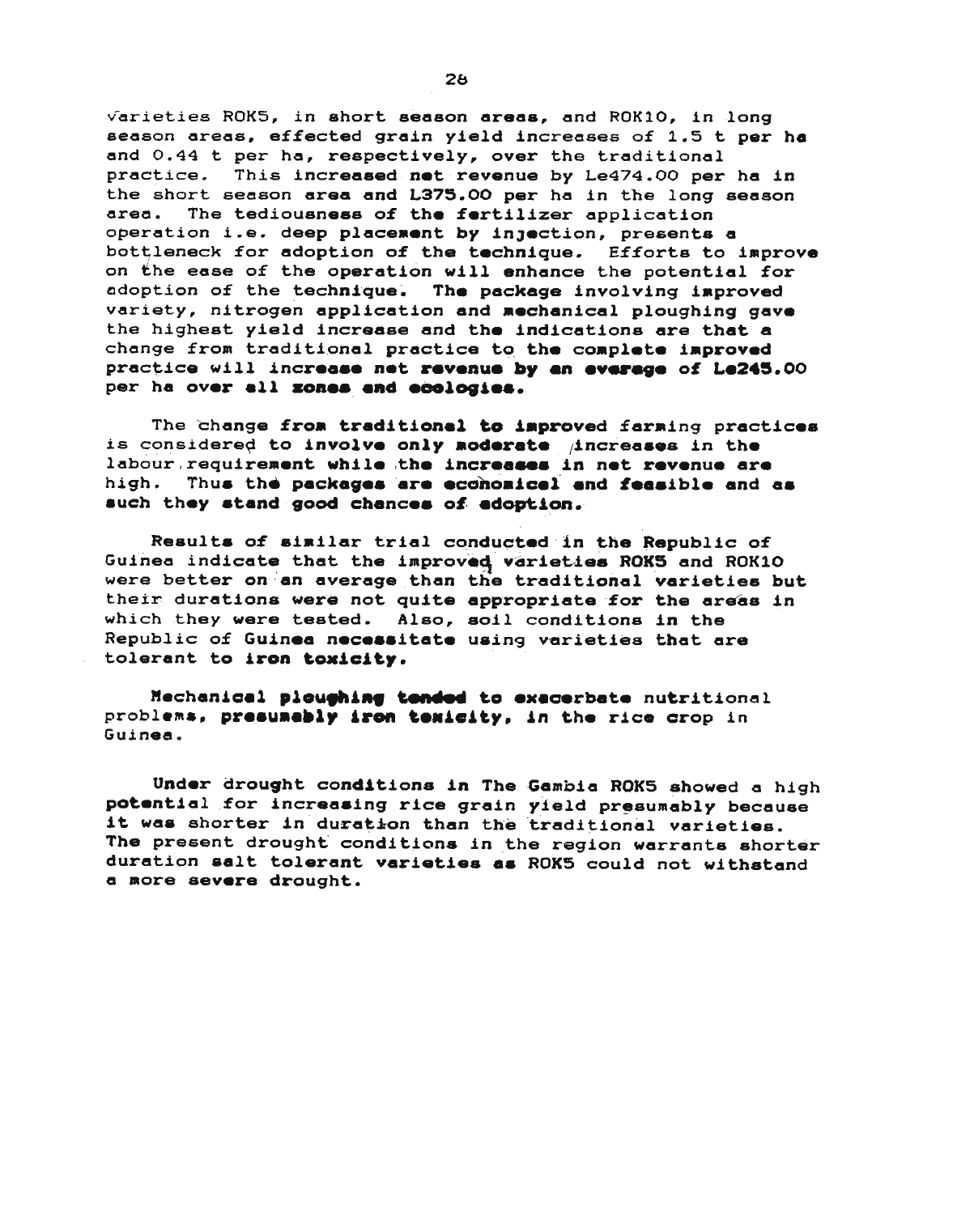varieties ROK5, in short season areas, and ROK10, in long season areas, effected grain yield increases of 1.5 t per ha and 0.44 t per ha, respectively, over the traditional practice. This increased net revenue by Le474.00 per ha in the short season area and L375.00 per ha in the long season area. The tediousness of the fertilizer application operation i.e. deep placement by injection, presents a bottleneck for adoption of the technique. Efforts to improve on the ease of the operation will enhance the potential for adoption of the technique. The package involving improved variety, nitrogen application and mechanical ploughing gave the highest yield increase and the indications are that a change from traditional practice to the complete improved practice will increase net revenue by an everage of Le245.00 per ha over all zones and ecologies.

The change from traditional to improved farming practices is considered to involve only moderate increases in the labour requirement while the increases in net revenue are high. Thus the packages are economical and feasible and as such they stand good chances of adoption.

Results of similar trial conducted in the Republic of Guinea indicate that the improved varieties ROK5 and ROK10 were better on an average than the traditional varieties but their durations were not quite appropriate for the areas in which they were tested. Also, soil conditions in the Republic of Guinea necessitate using varieties that are tolerant to iron toxicity.

Mechanical ploughing tended to exacerbate nutritional problems, presumably iron toxicity, in the rice crop in Guinea.

Under drought conditions in The Gambia ROK5 showed a high potential for increasing rice grain yield presumably because it was shorter in duration than the traditional varieties. The present drought conditions in the region warrants shorter duration salt tolerant varieties as ROK5 could not withstand a more severe drought.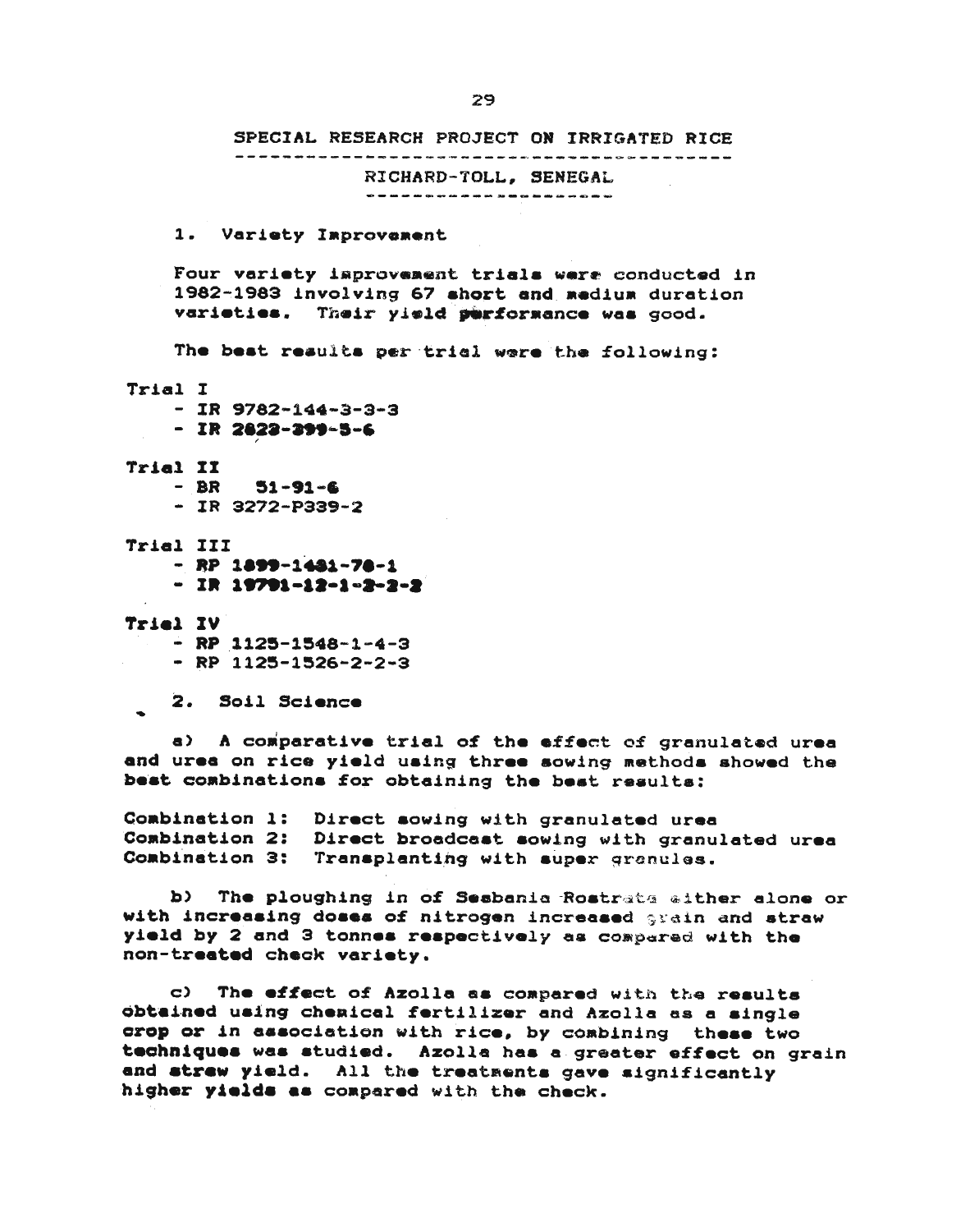# SPECIAL RESEARCH PROJECT ON IRRIGATED RICE

## RICHARD-TOLL, SENEGAL

### 1. Variety Improvement

Four variety improvement trials were conducted in 1982-1983 involving 67 short and medium duration varieties. Their yield performance was good.

The best results per trial were the following:

Trial I

- IR 9782-144-3-3-3
- IR 2823-399-5-6

Trial II

- BR 51-91-6
- IR 3272-P339-2

Trial III

- RP 1899-1481-78-1
- IR 19791-12-1-2-2-2

Trial IV

- RP 1125-1548-1-4-3
- RP 1125-1526-2-2-3

### 2. Soil Science

a) A comparative trial of the effect of granulated urea and urea on rice yield using three sowing methods showed the best combinations for obtaining the best results:

Combination 1: Direct sowing with granulated urea
Combination 2: Direct broadcast sowing with granulated urea
Combination 3: Transplanting with super granules.

b) The ploughing in of Sesbania Rostrata either alone or with increasing doses of nitrogen increased grain and straw yield by 2 and 3 tonnes respectively as compared with the non-treated check variety.

c) The effect of Azolla as compared with the results obtained using chemical fertilizer and Azolla as a single crop or in association with rice, by combining these two techniques was studied. Azolla has a greater effect on grain and straw yield. All the treatments gave significantly higher yields as compared with the check.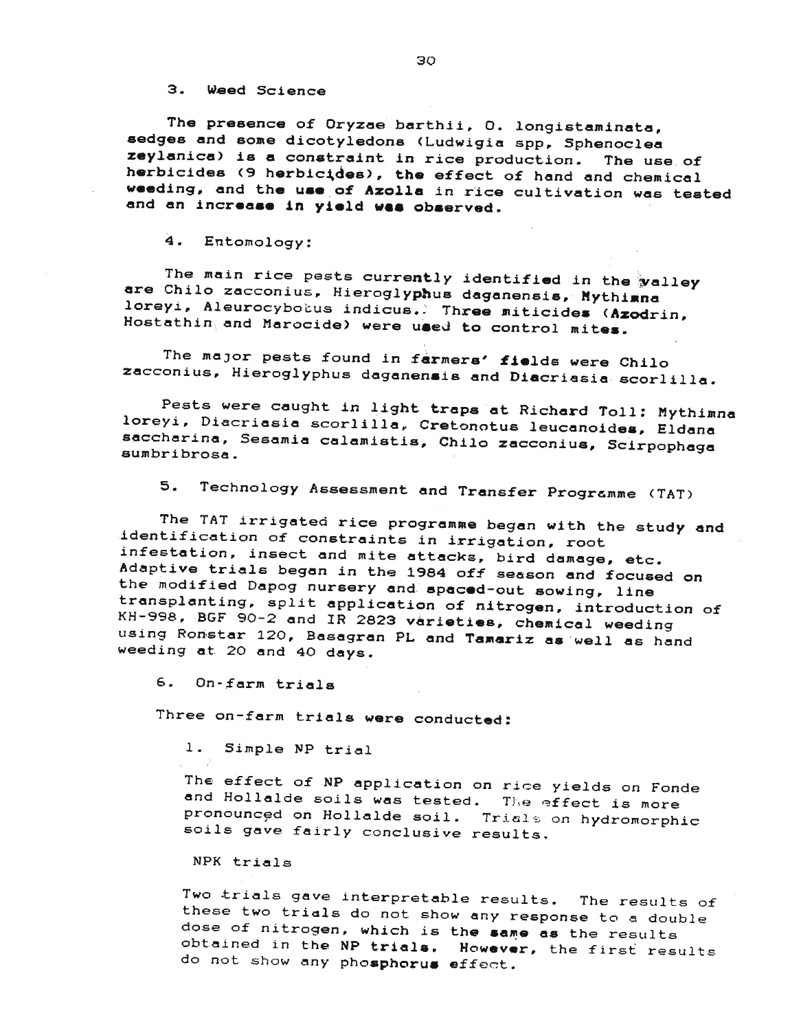### 3. Weed Science

The presence of Oryzae barthii, O. longistaminata, sedges and some dicotyledons (Ludwigia spp, Sphenoclea zeylanica) is a constraint in rice production. The use of herbicides (9 herbicides), the effect of hand and chemical weeding, and the use of Azolla in rice cultivation was tested and an increase in yield was observed.

### 4. Entomology:

The main rice pests currently identified in the valley are Chilo zacconius, Hieroglyphus daganensis, Mythimna loreyi, Aleurocybotus indicus. Three miticides (Azodrin, Hostathin and Marocide) were used to control mites.

The major pests found in farmers' fields were Chilo zacconius, Hieroglyphus daganensis and Diacriasia scorlilla.

Pests were caught in light traps at Richard Toll: Mythimna loreyi, Diacriasia scorlilla, Cretonotus leucanoides, Eldana saccharina, Sesamia calamistis, Chilo zacconius, Scirpophaga sumbribrosa.

### 5. Technology Assessment and Transfer Programme (TAT)

The TAT irrigated rice programme began with the study and identification of constraints in irrigation, root infestation, insect and mite attacks, bird damage, etc. Adaptive trials began in the 1984 off season and focused on the modified Dapog nursery and spaced-out sowing, line transplanting, split application of nitrogen, introduction of KH-998, BGF 90-2 and IR 2823 varieties, chemical weeding using Ronstar 120, Basagran PL and Tamariz as well as hand weeding at 20 and 40 days.

### 6. On-farm trials

Three on-farm trials were conducted:

1. Simple NP trial

   The effect of NP application on rice yields on Fonde and Hollalde soils was tested. The effect is more pronounced on Hollalde soil. Trials on hydromorphic soils gave fairly conclusive results.

   NPK trials

   Two trials gave interpretable results. The results of these two trials do not show any response to a double dose of nitrogen, which is the same as the results obtained in the NP trials. However, the first results do not show any phosphorus effect.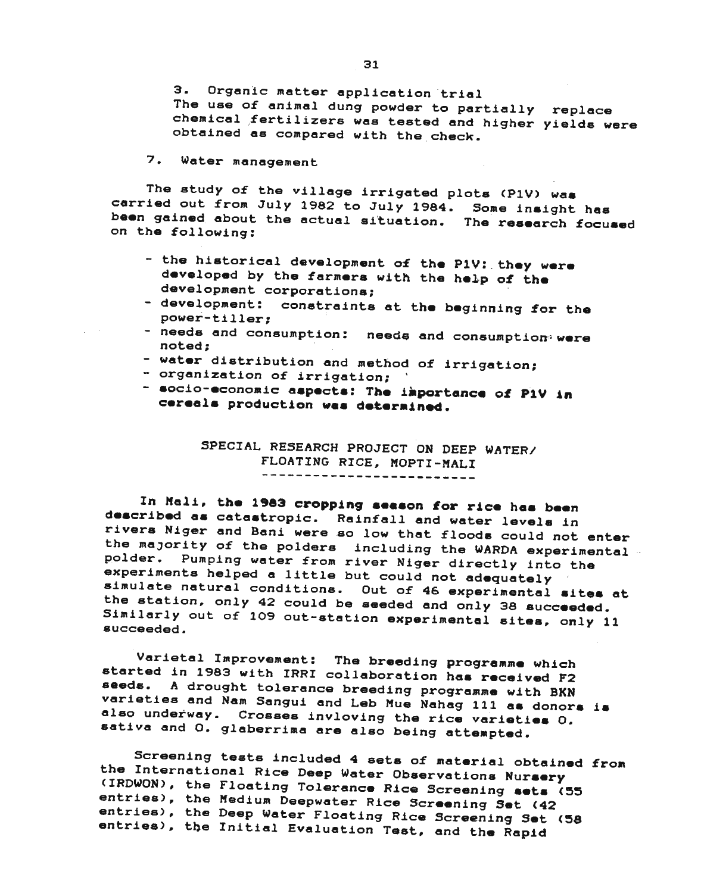3. Organic matter application trial
The use of animal dung powder to partially replace chemical fertilizers was tested and higher yields were obtained as compared with the check.

7. Water management

The study of the village irrigated plots (P1V) was carried out from July 1982 to July 1984. Some insight has been gained about the actual situation. The research focused on the following:

- the historical development of the P1V: they were developed by the farmers with the help of the development corporations;
- development: constraints at the beginning for the power-tiller;
- needs and consumption: needs and consumption were noted;
- water distribution and method of irrigation;
- organization of irrigation;
- socio-economic aspects: The importance of P1V in cereals production was determined.

## SPECIAL RESEARCH PROJECT ON DEEP WATER/ FLOATING RICE, MOPTI-MALI

In Mali, the 1983 cropping season for rice has been described as catastropic. Rainfall and water levels in rivers Niger and Bani were so low that floods could not enter the majority of the polders including the WARDA experimental polder. Pumping water from river Niger directly into the experiments helped a little but could not adequately simulate natural conditions. Out of 46 experimental sites at the station, only 42 could be seeded and only 38 succeeded. Similarly out of 109 out-station experimental sites, only 11 succeeded.

Varietal Improvement: The breeding programme which started in 1983 with IRRI collaboration has received F2 seeds. A drought tolerance breeding programme with BKN varieties and Nam Sangui and Leb Mue Nahag 111 as donors is also underway. Crosses invloving the rice varieties O. sativa and O. glaberrima are also being attempted.

Screening tests included 4 sets of material obtained from the International Rice Deep Water Observations Nursery (IRDWON), the Floating Tolerance Rice Screening sets (55 entries), the Medium Deepwater Rice Screening Set (42 entries), the Deep Water Floating Rice Screening Set (58 entries), the Initial Evaluation Test, and the Rapid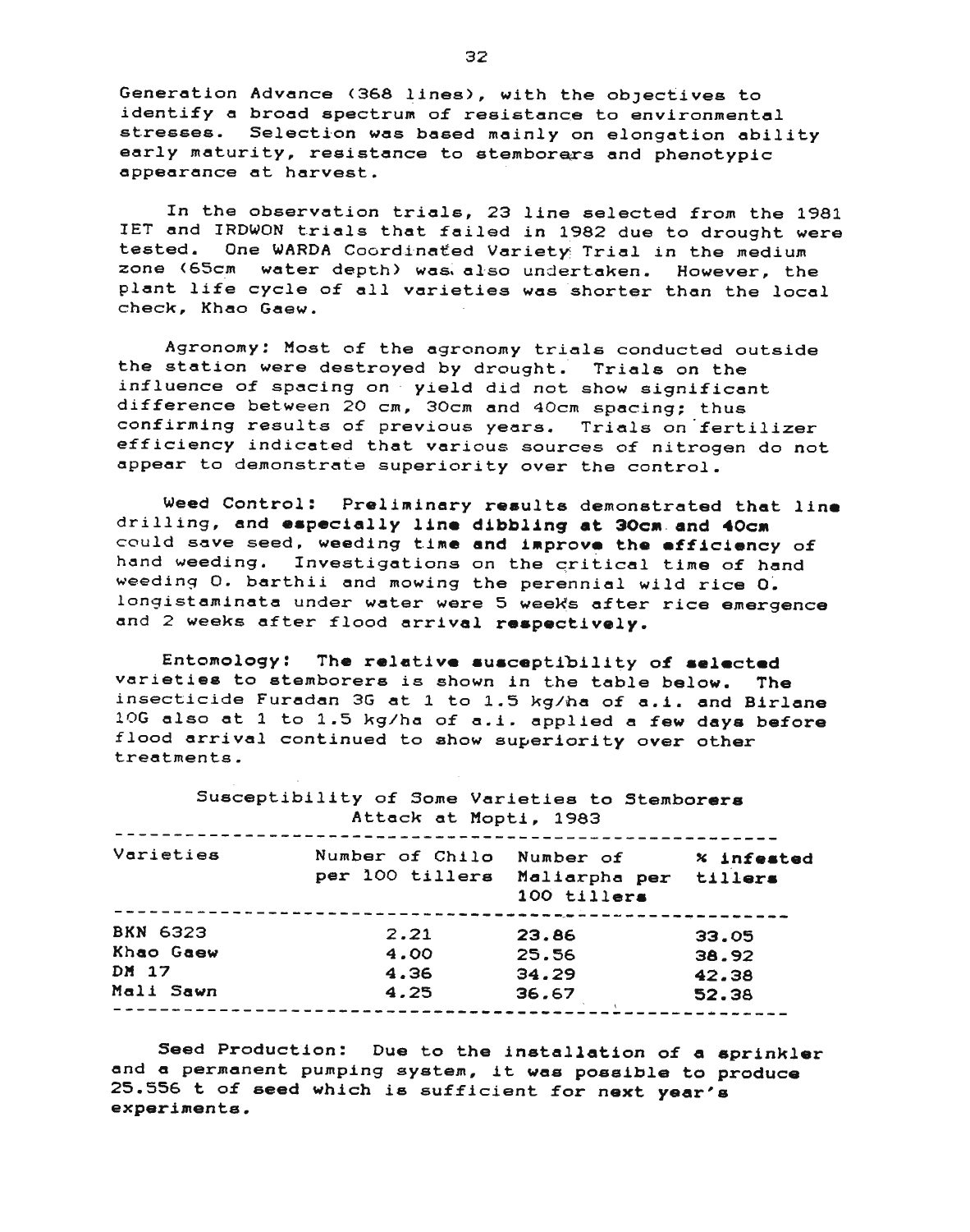Generation Advance (368 lines), with the objectives to identify a broad spectrum of resistance to environmental stresses. Selection was based mainly on elongation ability early maturity, resistance to stemborers and phenotypic appearance at harvest.

In the observation trials, 23 line selected from the 1981 IET and IRDWON trials that failed in 1982 due to drought were tested. One WARDA Coordinated Variety Trial in the medium zone (65cm water depth) was also undertaken. However, the plant life cycle of all varieties was shorter than the local check, Khao Gaew.

Agronomy: Most of the agronomy trials conducted outside the station were destroyed by drought. Trials on the influence of spacing on yield did not show significant difference between 20 cm, 30cm and 40cm spacing; thus confirming results of previous years. Trials on fertilizer efficiency indicated that various sources of nitrogen do not appear to demonstrate superiority over the control.

Weed Control: Preliminary results demonstrated that line drilling, and especially line dibbling at 30cm and 40cm could save seed, weeding time and improve the efficiency of hand weeding. Investigations on the critical time of hand weeding O. barthii and mowing the perennial wild rice O. longistaminata under water were 5 weeks after rice emergence and 2 weeks after flood arrival respectively.

Entomology: The relative susceptibility of selected varieties to stemborers is shown in the table below. The insecticide Furadan 3G at 1 to 1.5 kg/ha of a.i. and Birlane 10G also at 1 to 1.5 kg/ha of a.i. applied a few days before flood arrival continued to show superiority over other treatments.

Susceptibility of Some Varieties to Stemborers Attack at Mopti, 1983

| Varieties | Number of Chilo per 100 tillers | Number of Maliarpha per 100 tillers | % infested tillers |
|---|---|---|---|
| BKN 6323 | 2.21 | 23.86 | 33.05 |
| Khao Gaew | 4.00 | 25.56 | 38.92 |
| DM 17 | 4.36 | 34.29 | 42.38 |
| Mali Sawn | 4.25 | 36.67 | 52.38 |

Seed Production: Due to the installation of a sprinkler and a permanent pumping system, it was possible to produce 25.556 t of seed which is sufficient for next year's experiments.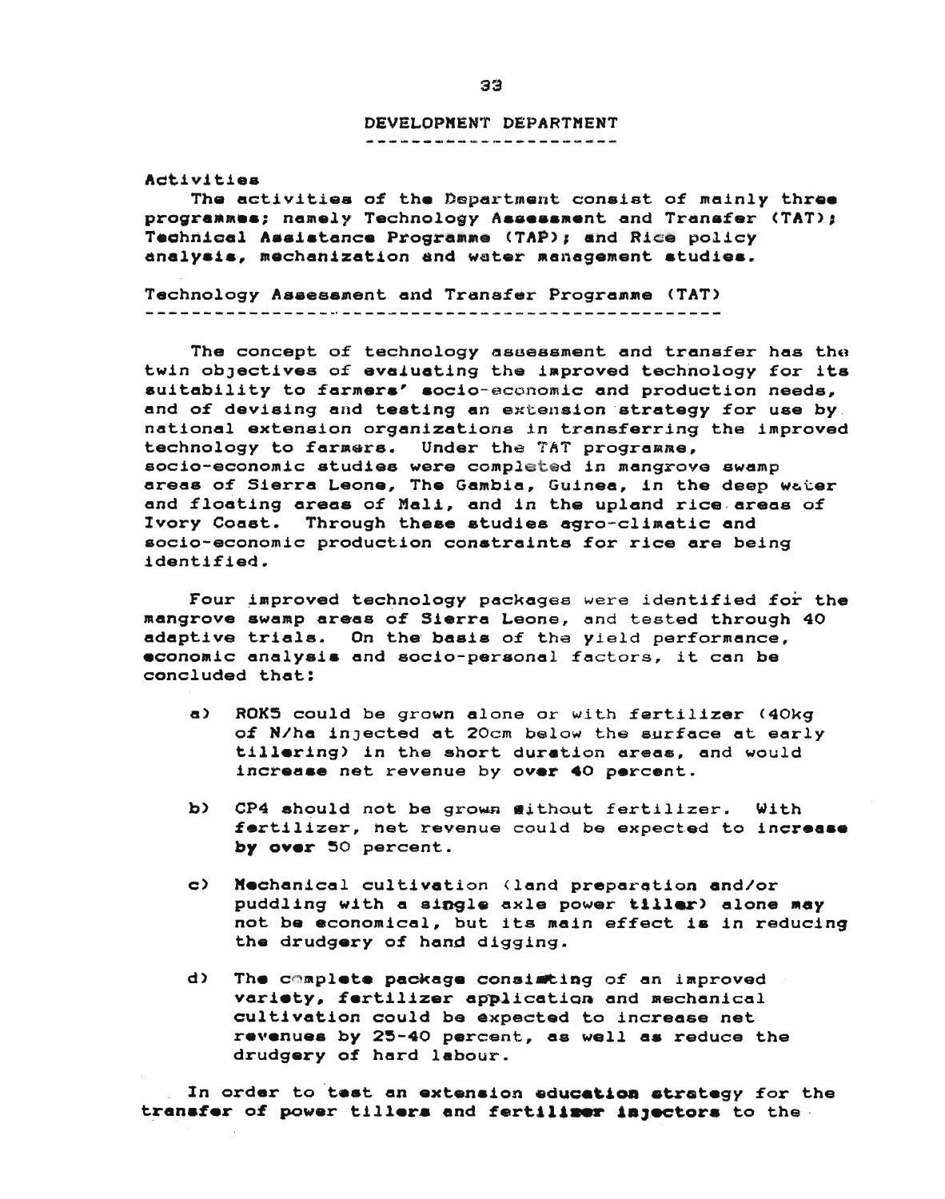## DEVELOPMENT DEPARTMENT

### Activities

The activities of the Department consist of mainly three programmes; namely Technology Assessment and Transfer (TAT); Technical Assistance Programme (TAP); and Rice policy analysis, mechanization and water management studies.

### Technology Assessment and Transfer Programme (TAT)

The concept of technology assessment and transfer has the twin objectives of evaluating the improved technology for its suitability to farmers' socio-economic and production needs, and of devising and testing an extension strategy for use by national extension organizations in transferring the improved technology to farmers. Under the TAT programme, socio-economic studies were completed in mangrove swamp areas of Sierra Leone, The Gambia, Guinea, in the deep water and floating areas of Mali, and in the upland rice areas of Ivory Coast. Through these studies agro-climatic and socio-economic production constraints for rice are being identified.

Four improved technology packages were identified for the mangrove swamp areas of Sierra Leone, and tested through 40 adaptive trials. On the basis of the yield performance, economic analysis and socio-personal factors, it can be concluded that:

a) ROK5 could be grown alone or with fertilizer (40kg of N/ha injected at 20cm below the surface at early tillering) in the short duration areas, and would increase net revenue by over 40 percent.

b) CP4 should not be grown without fertilizer. With fertilizer, net revenue could be expected to increase by over 50 percent.

c) Mechanical cultivation (land preparation and/or puddling with a single axle power tiller) alone may not be economical, but its main effect is in reducing the drudgery of hand digging.

d) The complete package consisting of an improved variety, fertilizer application and mechanical cultivation could be expected to increase net revenues by 25-40 percent, as well as reduce the drudgery of hard labour.

In order to test an extension education strategy for the transfer of power tillers and fertilizer injectors to the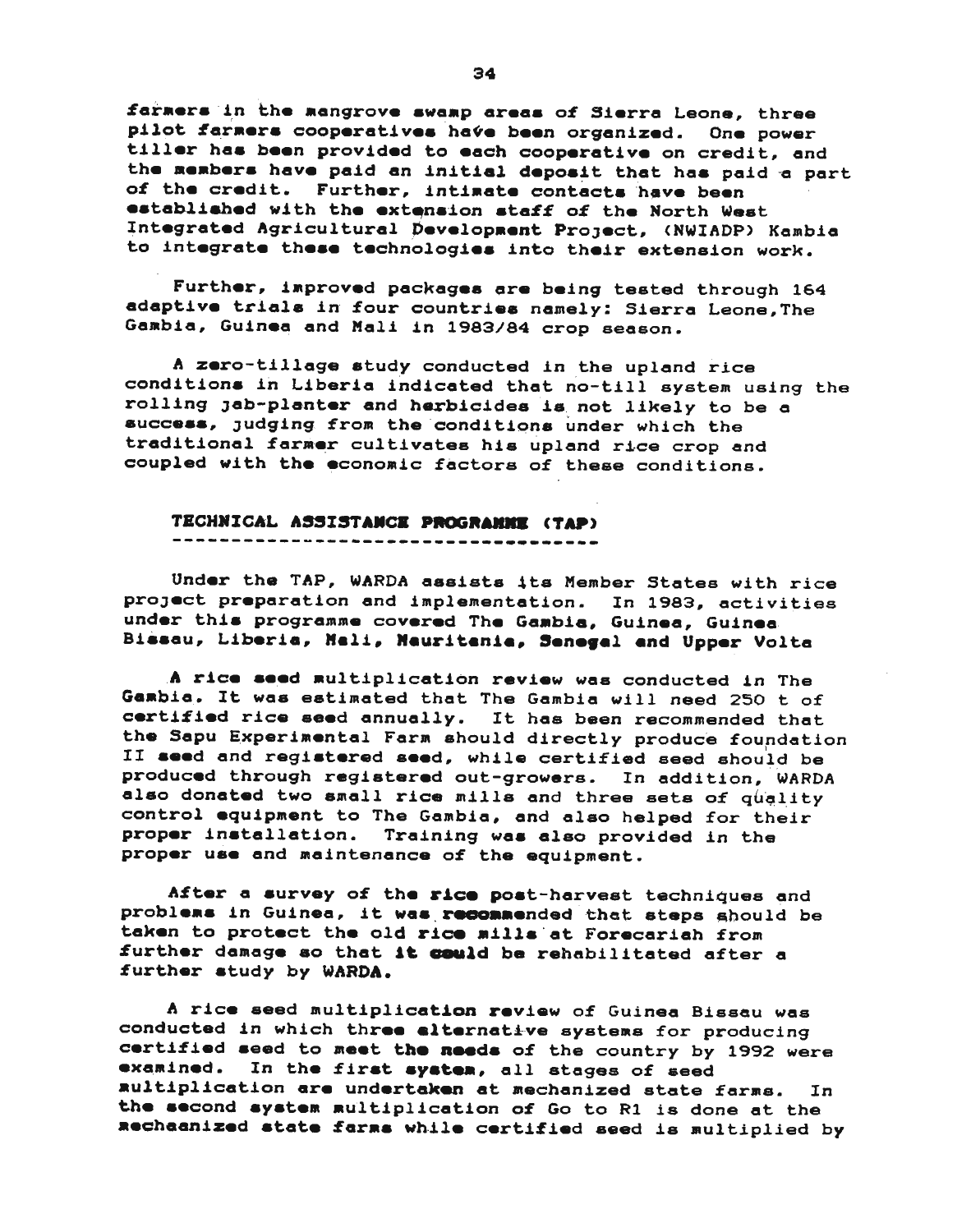farmers in the mangrove swamp areas of Sierra Leone, three pilot farmers cooperatives have been organized. One power tiller has been provided to each cooperative on credit, and the members have paid an initial deposit that has paid a part of the credit. Further, intimate contacts have been established with the extension staff of the North West Integrated Agricultural Development Project, (NWIADP) Kambia to integrate these technologies into their extension work.

Further, improved packages are being tested through 164 adaptive trials in four countries namely: Sierra Leone, The Gambia, Guinea and Mali in 1983/84 crop season.

A zero-tillage study conducted in the upland rice conditions in Liberia indicated that no-till system using the rolling jab-planter and herbicides is not likely to be a success, judging from the conditions under which the traditional farmer cultivates his upland rice crop and coupled with the economic factors of these conditions.

## TECHNICAL ASSISTANCE PROGRAMME (TAP)

Under the TAP, WARDA assists its Member States with rice project preparation and implementation. In 1983, activities under this programme covered The Gambia, Guinea, Guinea Bissau, Liberia, Mali, Mauritania, Senegal and Upper Volta

A rice seed multiplication review was conducted in The Gambia. It was estimated that The Gambia will need 250 t of certified rice seed annually. It has been recommended that the Sapu Experimental Farm should directly produce foundation II seed and registered seed, while certified seed should be produced through registered out-growers. In addition, WARDA also donated two small rice mills and three sets of quality control equipment to The Gambia, and also helped for their proper installation. Training was also provided in the proper use and maintenance of the equipment.

After a survey of the rice post-harvest techniques and problems in Guinea, it was recommended that steps should be taken to protect the old rice mills at Forecariah from further damage so that it could be rehabilitated after a further study by WARDA.

A rice seed multiplication review of Guinea Bissau was conducted in which three alternative systems for producing certified seed to meet the needs of the country by 1992 were examined. In the first system, all stages of seed multiplication are undertaken at mechanized state farms. In the second system multiplication of Go to R1 is done at the mechaanized state farms while certified seed is multiplied by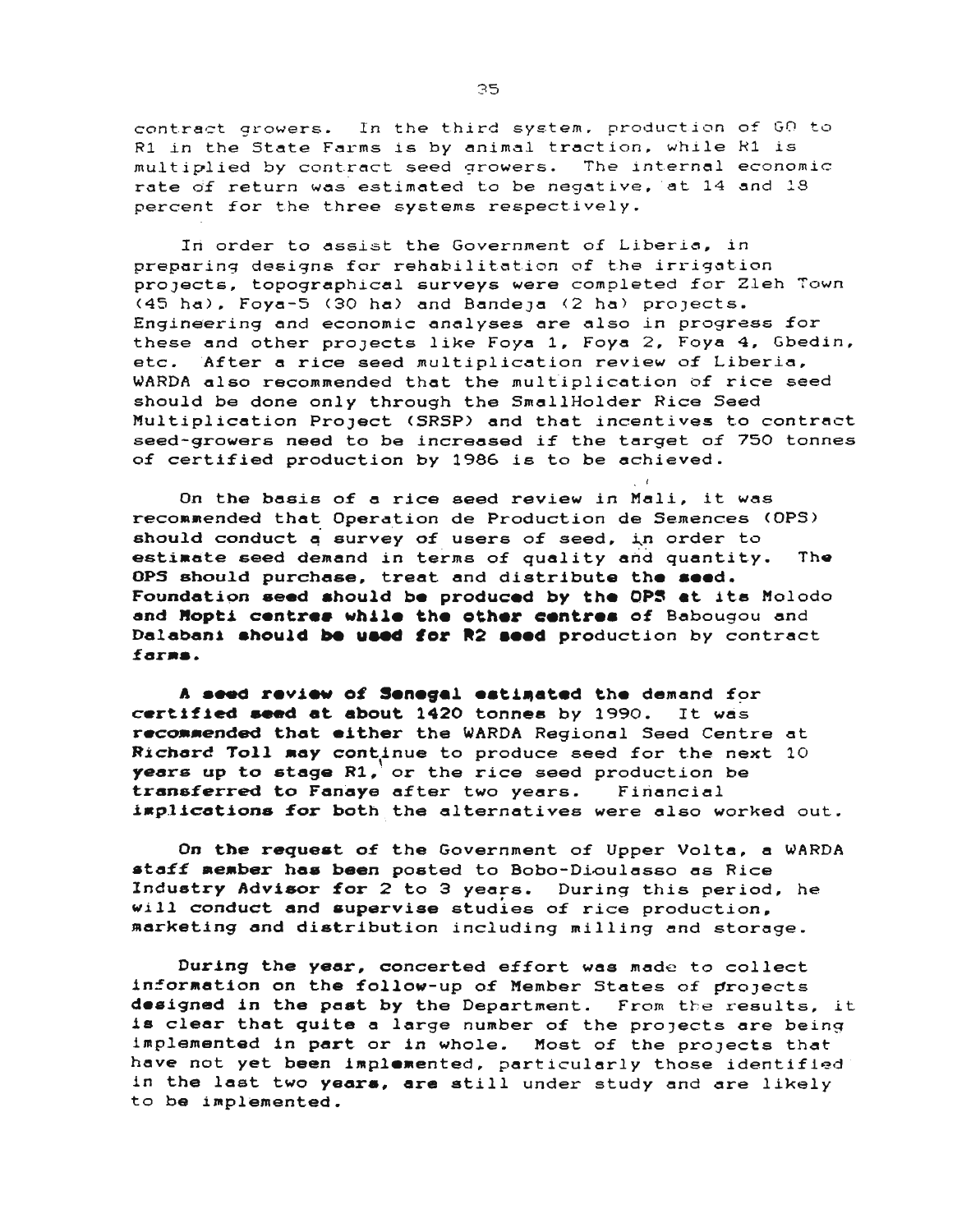contract growers. In the third system, production of G0 to R1 in the State Farms is by animal traction, while R1 is multiplied by contract seed growers. The internal economic rate of return was estimated to be negative, at 14 and 18 percent for the three systems respectively.

In order to assist the Government of Liberia, in preparing designs for rehabilitation of the irrigation projects, topographical surveys were completed for Zleh Town (45 ha), Foya-5 (30 ha) and Bandeja (2 ha) projects. Engineering and economic analyses are also in progress for these and other projects like Foya 1, Foya 2, Foya 4, Gbedin, etc. After a rice seed multiplication review of Liberia, WARDA also recommended that the multiplication of rice seed should be done only through the SmallHolder Rice Seed Multiplication Project (SRSP) and that incentives to contract seed-growers need to be increased if the target of 750 tonnes of certified production by 1986 is to be achieved.

On the basis of a rice seed review in Mali, it was recommended that Operation de Production de Semences (OPS) should conduct a survey of users of seed, in order to estimate seed demand in terms of quality and quantity. The OPS should purchase, treat and distribute the seed. Foundation seed should be produced by the OPS at its Molodo and Mopti centres while the other centres of Babougou and Dalabani should be used for R2 seed production by contract farms.

A seed review of Senegal estimated the demand for certified seed at about 1420 tonnes by 1990. It was recommended that either the WARDA Regional Seed Centre at Richard Toll may continue to produce seed for the next 10 years up to stage R1, or the rice seed production be transferred to Fanaye after two years. Financial implications for both the alternatives were also worked out.

On the request of the Government of Upper Volta, a WARDA staff member has been posted to Bobo-Dioulasso as Rice Industry Advisor for 2 to 3 years. During this period, he will conduct and supervise studies of rice production, marketing and distribution including milling and storage.

During the year, concerted effort was made to collect information on the follow-up of Member States of projects designed in the past by the Department. From the results, it is clear that quite a large number of the projects are being implemented in part or in whole. Most of the projects that have not yet been implemented, particularly those identified in the last two years, are still under study and are likely to be implemented.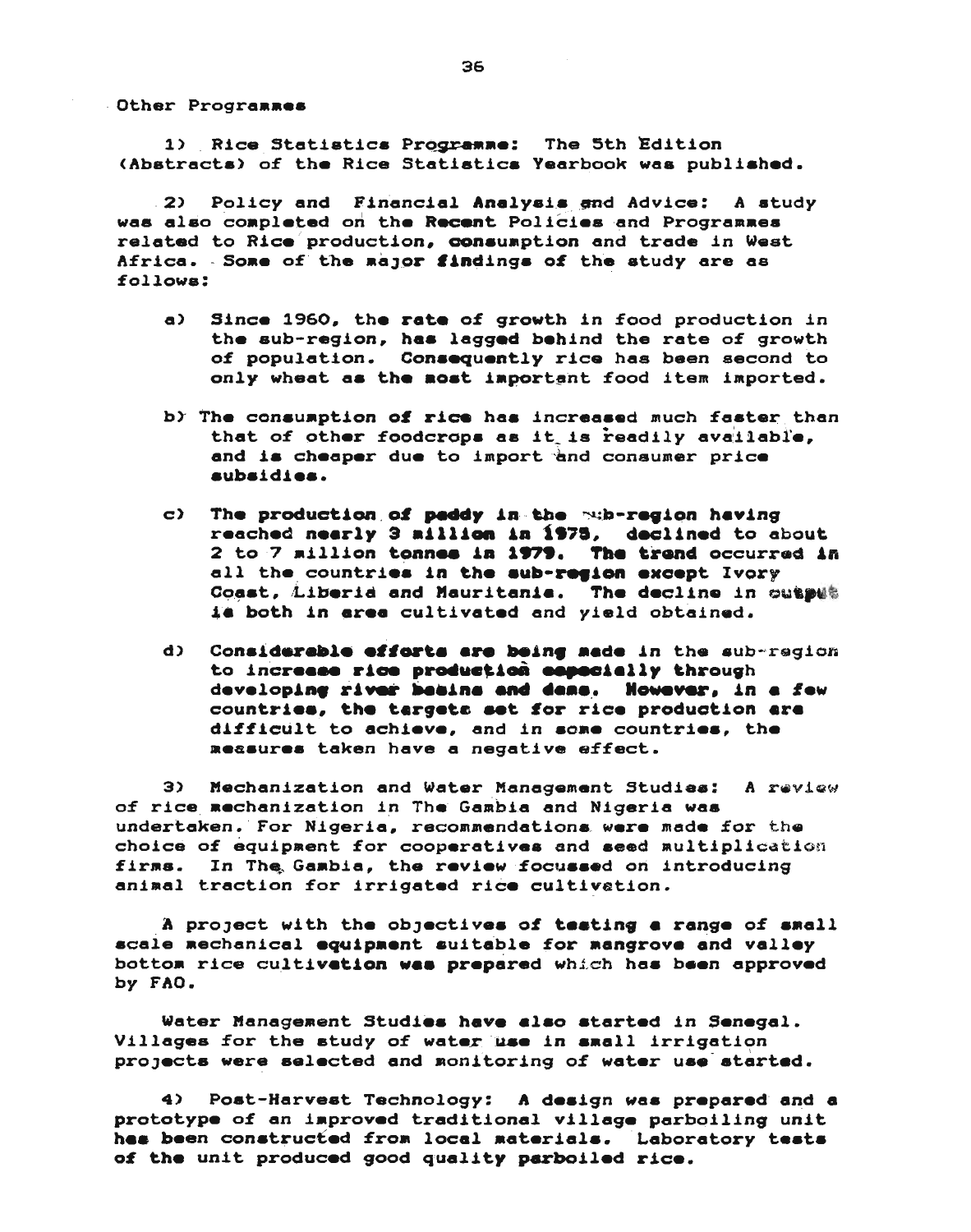Other Programmes

1) Rice Statistics Programme: The 5th Edition (Abstracts) of the Rice Statistics Yearbook was published.

2) Policy and Financial Analysis and Advice: A study was also completed on the Recent Policies and Programmes related to Rice production, consumption and trade in West Africa. Some of the major findings of the study are as follows:

a) Since 1960, the rate of growth in food production in the sub-region, has lagged behind the rate of growth of population. Consequently rice has been second to only wheat as the most important food item imported.

b) The consumption of rice has increased much faster than that of other foodcrops as it is readily available, and is cheaper due to import and consumer price subsidies.

c) The production of paddy in the sub-region having reached nearly 3 million in 1975, declined to about 2 to 7 million tonnes in 1979. The trend occurred in all the countries in the sub-region except Ivory Coast, Liberia and Mauritania. The decline in output is both in area cultivated and yield obtained.

d) Considerable efforts are being made in the sub-region to increase rice production especially through developing river basins and dams. However, in a few countries, the targets set for rice production are difficult to achieve, and in some countries, the measures taken have a negative effect.

3) Mechanization and Water Management Studies: A review of rice mechanization in The Gambia and Nigeria was undertaken. For Nigeria, recommendations were made for the choice of equipment for cooperatives and seed multiplication firms. In The Gambia, the review focussed on introducing animal traction for irrigated rice cultivation.

A project with the objectives of testing a range of small scale mechanical equipment suitable for mangrove and valley bottom rice cultivation was prepared which has been approved by FAO.

Water Management Studies have also started in Senegal. Villages for the study of water use in small irrigation projects were selected and monitoring of water use started.

4) Post-Harvest Technology: A design was prepared and a prototype of an improved traditional village parboiling unit has been constructed from local materials. Laboratory tests of the unit produced good quality parboiled rice.